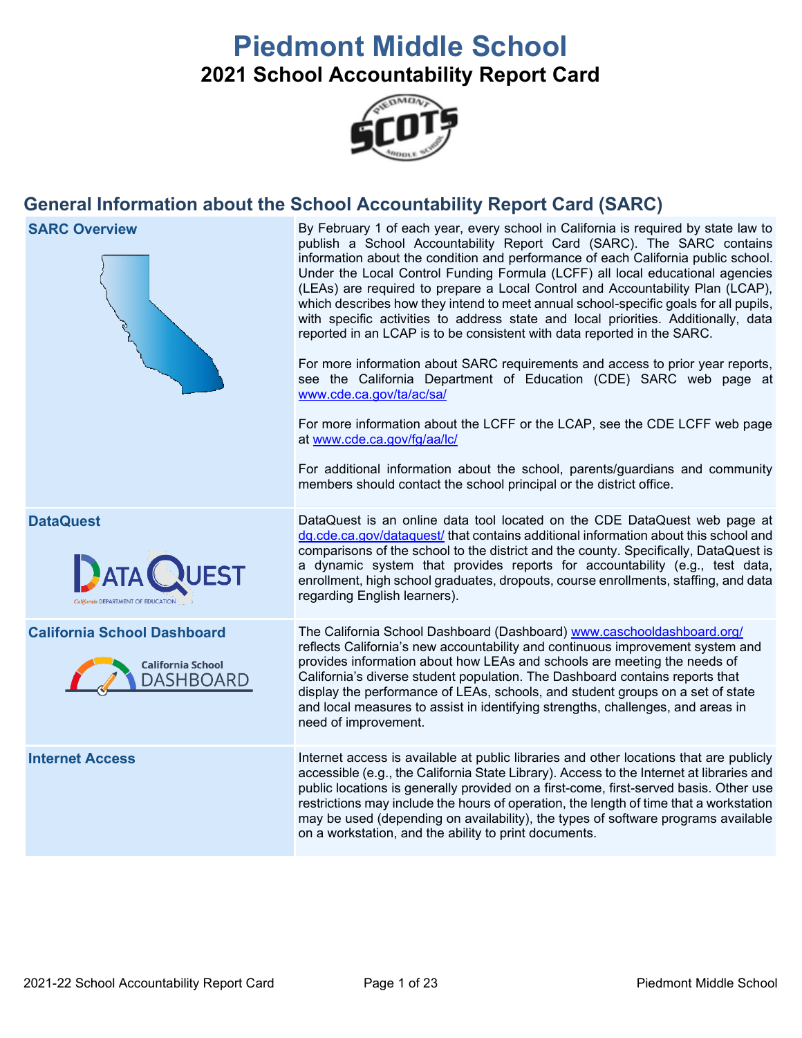# Piedmont Middle School

## 2021 School Accountability Report Card

## General Information about the School Accountability Report Card (SARC)

| | |
|---|---|
| **SARC Overview** | By February 1 of each year, every school in California is required by state law to publish a School Accountability Report Card (SARC). The SARC contains information about the condition and performance of each California public school. Under the Local Control Funding Formula (LCFF) all local educational agencies (LEAs) are required to prepare a Local Control and Accountability Plan (LCAP), which describes how they intend to meet annual school-specific goals for all pupils, with specific activities to address state and local priorities. Additionally, data reported in an LCAP is to be consistent with data reported in the SARC.<br><br>For more information about SARC requirements and access to prior year reports, see the California Department of Education (CDE) SARC web page at www.cde.ca.gov/ta/ac/sa/<br><br>For more information about the LCFF or the LCAP, see the CDE LCFF web page at www.cde.ca.gov/fg/aa/lc/<br><br>For additional information about the school, parents/guardians and community members should contact the school principal or the district office. |
| **DataQuest** | DataQuest is an online data tool located on the CDE DataQuest web page at dq.cde.ca.gov/dataquest/ that contains additional information about this school and comparisons of the school to the district and the county. Specifically, DataQuest is a dynamic system that provides reports for accountability (e.g., test data, enrollment, high school graduates, dropouts, course enrollments, staffing, and data regarding English learners). |
| **California School Dashboard** | The California School Dashboard (Dashboard) www.caschooldashboard.org/ reflects California's new accountability and continuous improvement system and provides information about how LEAs and schools are meeting the needs of California's diverse student population. The Dashboard contains reports that display the performance of LEAs, schools, and student groups on a set of state and local measures to assist in identifying strengths, challenges, and areas in need of improvement. |
| **Internet Access** | Internet access is available at public libraries and other locations that are publicly accessible (e.g., the California State Library). Access to the Internet at libraries and public locations is generally provided on a first-come, first-served basis. Other use restrictions may include the hours of operation, the length of time that a workstation may be used (depending on availability), the types of software programs available on a workstation, and the ability to print documents. |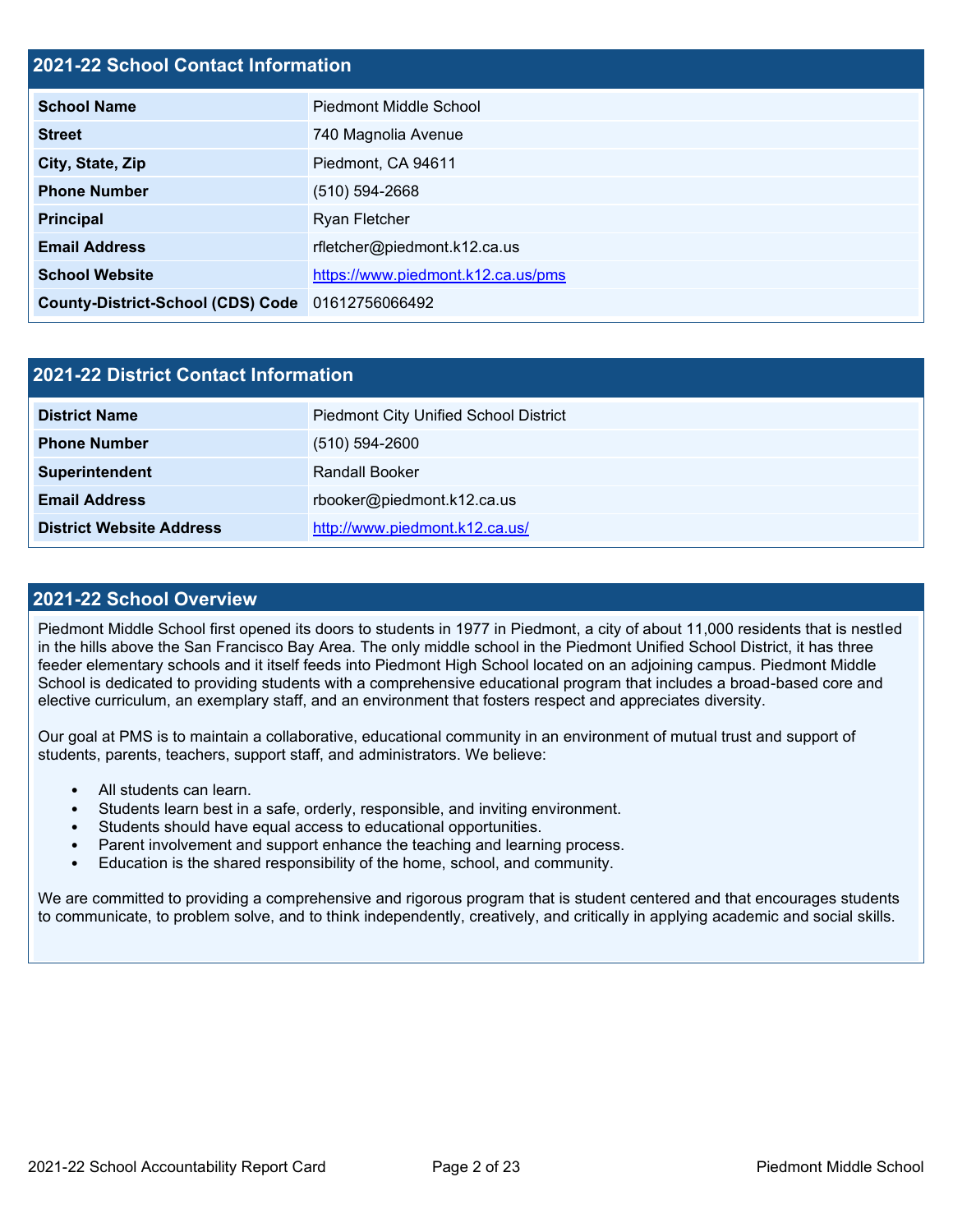## 2021-22 School Contact Information

| 2021-22 School Contact Information | |
|---|---|
| **School Name** | Piedmont Middle School |
| **Street** | 740 Magnolia Avenue |
| **City, State, Zip** | Piedmont, CA 94611 |
| **Phone Number** | (510) 594-2668 |
| **Principal** | Ryan Fletcher |
| **Email Address** | rfletcher@piedmont.k12.ca.us |
| **School Website** | https://www.piedmont.k12.ca.us/pms |
| **County-District-School (CDS) Code** | 01612756066492 |

## 2021-22 District Contact Information

| 2021-22 District Contact Information | |
|---|---|
| **District Name** | Piedmont City Unified School District |
| **Phone Number** | (510) 594-2600 |
| **Superintendent** | Randall Booker |
| **Email Address** | rbooker@piedmont.k12.ca.us |
| **District Website Address** | http://www.piedmont.k12.ca.us/ |

## 2021-22 School Overview

Piedmont Middle School first opened its doors to students in 1977 in Piedmont, a city of about 11,000 residents that is nestled in the hills above the San Francisco Bay Area. The only middle school in the Piedmont Unified School District, it has three feeder elementary schools and it itself feeds into Piedmont High School located on an adjoining campus. Piedmont Middle School is dedicated to providing students with a comprehensive educational program that includes a broad-based core and elective curriculum, an exemplary staff, and an environment that fosters respect and appreciates diversity.

Our goal at PMS is to maintain a collaborative, educational community in an environment of mutual trust and support of students, parents, teachers, support staff, and administrators. We believe:

- All students can learn.
- Students learn best in a safe, orderly, responsible, and inviting environment.
- Students should have equal access to educational opportunities.
- Parent involvement and support enhance the teaching and learning process.
- Education is the shared responsibility of the home, school, and community.

We are committed to providing a comprehensive and rigorous program that is student centered and that encourages students to communicate, to problem solve, and to think independently, creatively, and critically in applying academic and social skills.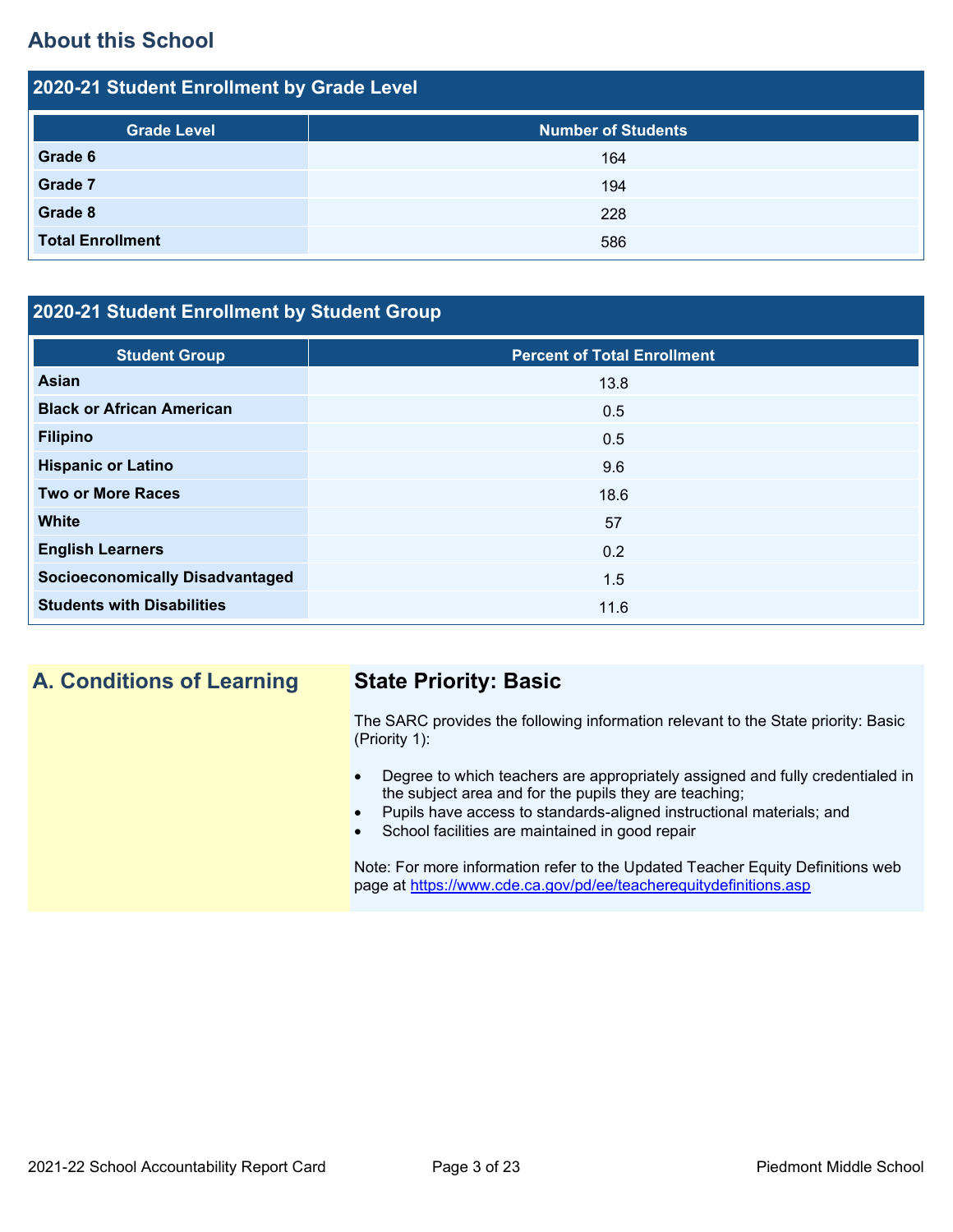## About this School

### 2020-21 Student Enrollment by Grade Level

| Grade Level | Number of Students |
|---|---|
| Grade 6 | 164 |
| Grade 7 | 194 |
| Grade 8 | 228 |
| Total Enrollment | 586 |

### 2020-21 Student Enrollment by Student Group

| Student Group | Percent of Total Enrollment |
|---|---|
| Asian | 13.8 |
| Black or African American | 0.5 |
| Filipino | 0.5 |
| Hispanic or Latino | 9.6 |
| Two or More Races | 18.6 |
| White | 57 |
| English Learners | 0.2 |
| Socioeconomically Disadvantaged | 1.5 |
| Students with Disabilities | 11.6 |

## A. Conditions of Learning

### State Priority: Basic

The SARC provides the following information relevant to the State priority: Basic (Priority 1):

- Degree to which teachers are appropriately assigned and fully credentialed in the subject area and for the pupils they are teaching;
- Pupils have access to standards-aligned instructional materials; and
- School facilities are maintained in good repair

Note: For more information refer to the Updated Teacher Equity Definitions web page at https://www.cde.ca.gov/pd/ee/teacherequitydefinitions.asp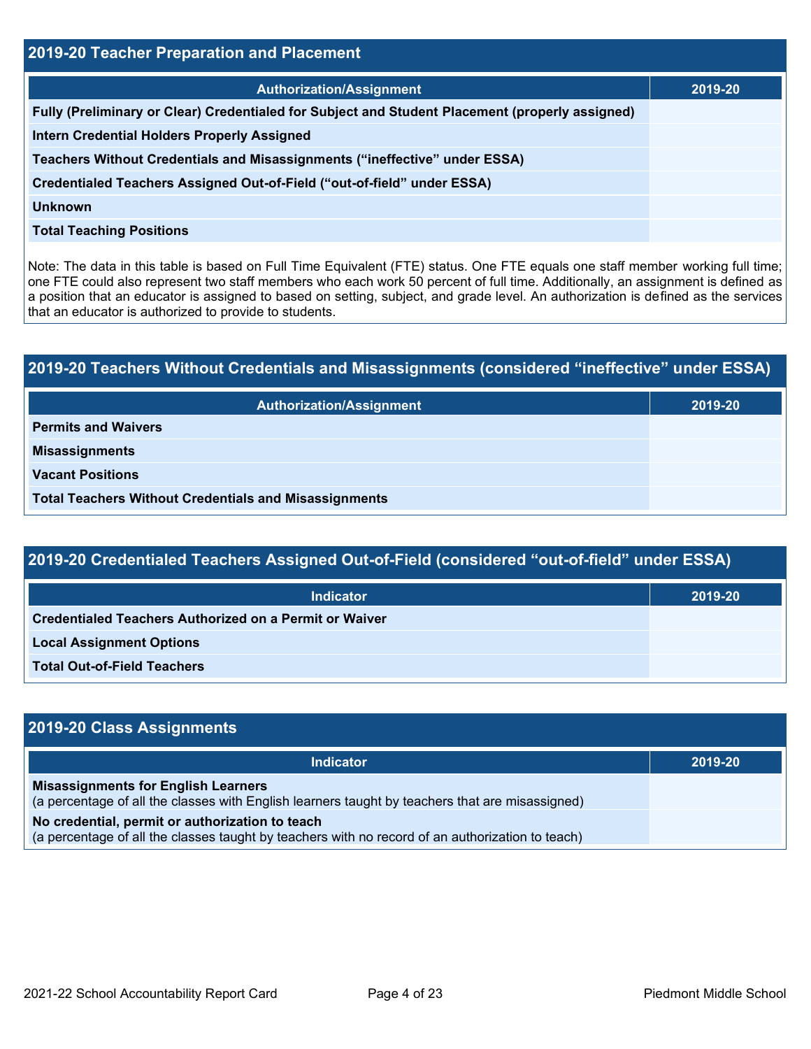## 2019-20 Teacher Preparation and Placement

| Authorization/Assignment | 2019-20 |
| --- | --- |
| **Fully (Preliminary or Clear) Credentialed for Subject and Student Placement (properly assigned)** | |
| **Intern Credential Holders Properly Assigned** | |
| **Teachers Without Credentials and Misassignments (“ineffective” under ESSA)** | |
| **Credentialed Teachers Assigned Out-of-Field (“out-of-field” under ESSA)** | |
| **Unknown** | |
| **Total Teaching Positions** | |

Note: The data in this table is based on Full Time Equivalent (FTE) status. One FTE equals one staff member working full time; one FTE could also represent two staff members who each work 50 percent of full time. Additionally, an assignment is defined as a position that an educator is assigned to based on setting, subject, and grade level. An authorization is defined as the services that an educator is authorized to provide to students.

## 2019-20 Teachers Without Credentials and Misassignments (considered “ineffective” under ESSA)

| Authorization/Assignment | 2019-20 |
| --- | --- |
| **Permits and Waivers** | |
| **Misassignments** | |
| **Vacant Positions** | |
| **Total Teachers Without Credentials and Misassignments** | |

## 2019-20 Credentialed Teachers Assigned Out-of-Field (considered “out-of-field” under ESSA)

| Indicator | 2019-20 |
| --- | --- |
| **Credentialed Teachers Authorized on a Permit or Waiver** | |
| **Local Assignment Options** | |
| **Total Out-of-Field Teachers** | |

## 2019-20 Class Assignments

| Indicator | 2019-20 |
| --- | --- |
| **Misassignments for English Learners** (a percentage of all the classes with English learners taught by teachers that are misassigned) | |
| **No credential, permit or authorization to teach** (a percentage of all the classes taught by teachers with no record of an authorization to teach) | |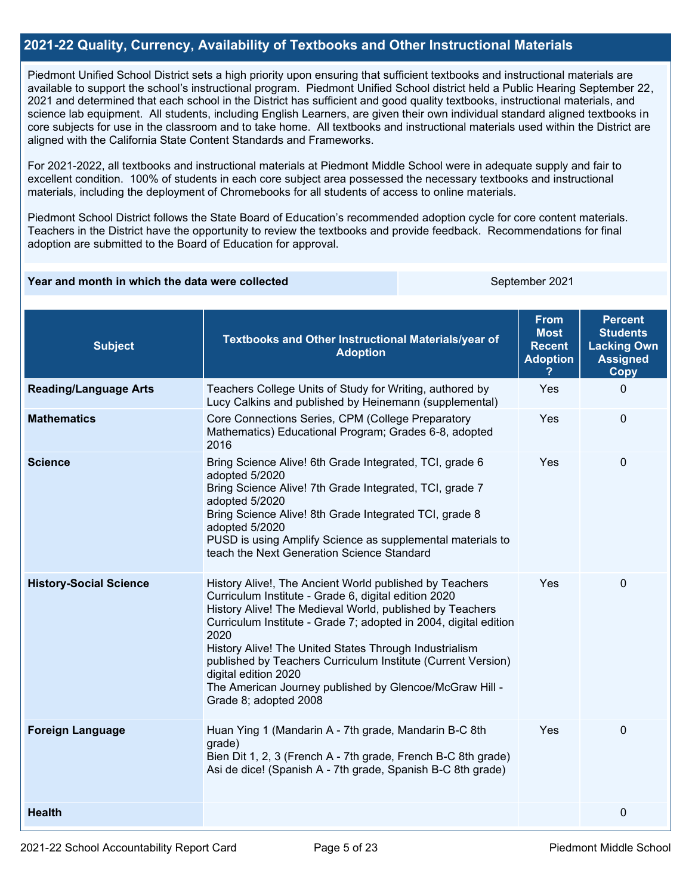## 2021-22 Quality, Currency, Availability of Textbooks and Other Instructional Materials

Piedmont Unified School District sets a high priority upon ensuring that sufficient textbooks and instructional materials are available to support the school's instructional program. Piedmont Unified School district held a Public Hearing September 22, 2021 and determined that each school in the District has sufficient and good quality textbooks, instructional materials, and science lab equipment. All students, including English Learners, are given their own individual standard aligned textbooks in core subjects for use in the classroom and to take home. All textbooks and instructional materials used within the District are aligned with the California State Content Standards and Frameworks.

For 2021-2022, all textbooks and instructional materials at Piedmont Middle School were in adequate supply and fair to excellent condition. 100% of students in each core subject area possessed the necessary textbooks and instructional materials, including the deployment of Chromebooks for all students of access to online materials.

Piedmont School District follows the State Board of Education's recommended adoption cycle for core content materials. Teachers in the District have the opportunity to review the textbooks and provide feedback. Recommendations for final adoption are submitted to the Board of Education for approval.

| Year and month in which the data were collected | September 2021 |
| --- | --- |

| Subject | Textbooks and Other Instructional Materials/year of Adoption | From Most Recent Adoption ? | Percent Students Lacking Own Assigned Copy |
| --- | --- | --- | --- |
| **Reading/Language Arts** | Teachers College Units of Study for Writing, authored by Lucy Calkins and published by Heinemann (supplemental) | Yes | 0 |
| **Mathematics** | Core Connections Series, CPM (College Preparatory Mathematics) Educational Program; Grades 6-8, adopted 2016 | Yes | 0 |
| **Science** | Bring Science Alive! 6th Grade Integrated, TCI, grade 6 adopted 5/2020<br>Bring Science Alive! 7th Grade Integrated, TCI, grade 7 adopted 5/2020<br>Bring Science Alive! 8th Grade Integrated TCI, grade 8 adopted 5/2020<br>PUSD is using Amplify Science as supplemental materials to teach the Next Generation Science Standard | Yes | 0 |
| **History-Social Science** | History Alive!, The Ancient World published by Teachers Curriculum Institute - Grade 6, digital edition 2020<br>History Alive! The Medieval World, published by Teachers Curriculum Institute - Grade 7; adopted in 2004, digital edition 2020<br>History Alive! The United States Through Industrialism published by Teachers Curriculum Institute (Current Version) digital edition 2020<br>The American Journey published by Glencoe/McGraw Hill - Grade 8; adopted 2008 | Yes | 0 |
| **Foreign Language** | Huan Ying 1 (Mandarin A - 7th grade, Mandarin B-C 8th grade)<br>Bien Dit 1, 2, 3 (French A - 7th grade, French B-C 8th grade)<br>Asi de dice! (Spanish A - 7th grade, Spanish B-C 8th grade) | Yes | 0 |
| **Health** | | | 0 |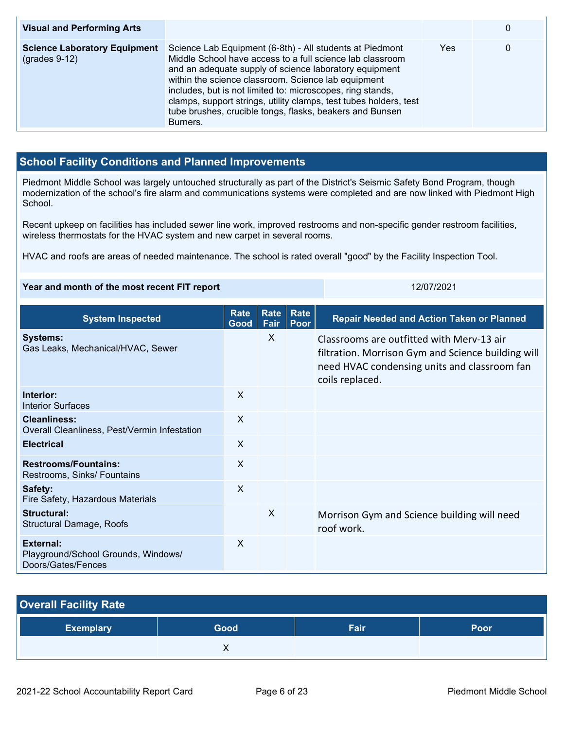| | | | |
|---|---|---|---|
| **Visual and Performing Arts** | | | 0 |
| **Science Laboratory Equipment** (grades 9-12) | Science Lab Equipment (6-8th) - All students at Piedmont Middle School have access to a full science lab classroom and an adequate supply of science laboratory equipment within the science classroom. Science lab equipment includes, but is not limited to: microscopes, ring stands, clamps, support strings, utility clamps, test tubes holders, test tube brushes, crucible tongs, flasks, beakers and Bunsen Burners. | Yes | 0 |

## School Facility Conditions and Planned Improvements

Piedmont Middle School was largely untouched structurally as part of the District's Seismic Safety Bond Program, though modernization of the school's fire alarm and communications systems were completed and are now linked with Piedmont High School.

Recent upkeep on facilities has included sewer line work, improved restrooms and non-specific gender restroom facilities, wireless thermostats for the HVAC system and new carpet in several rooms.

HVAC and roofs are areas of needed maintenance. The school is rated overall "good" by the Facility Inspection Tool.

| | |
|---|---|
| **Year and month of the most recent FIT report** | 12/07/2021 |

| System Inspected | Rate Good | Rate Fair | Rate Poor | Repair Needed and Action Taken or Planned |
|---|---|---|---|---|
| **Systems:** Gas Leaks, Mechanical/HVAC, Sewer | | X | | Classrooms are outfitted with Merv-13 air filtration. Morrison Gym and Science building will need HVAC condensing units and classroom fan coils replaced. |
| **Interior:** Interior Surfaces | X | | | |
| **Cleanliness:** Overall Cleanliness, Pest/Vermin Infestation | X | | | |
| **Electrical** | X | | | |
| **Restrooms/Fountains:** Restrooms, Sinks/ Fountains | X | | | |
| **Safety:** Fire Safety, Hazardous Materials | X | | | |
| **Structural:** Structural Damage, Roofs | | X | | Morrison Gym and Science building will need roof work. |
| **External:** Playground/School Grounds, Windows/ Doors/Gates/Fences | X | | | |

## Overall Facility Rate

| Exemplary | Good | Fair | Poor |
|---|---|---|---|
| | X | | |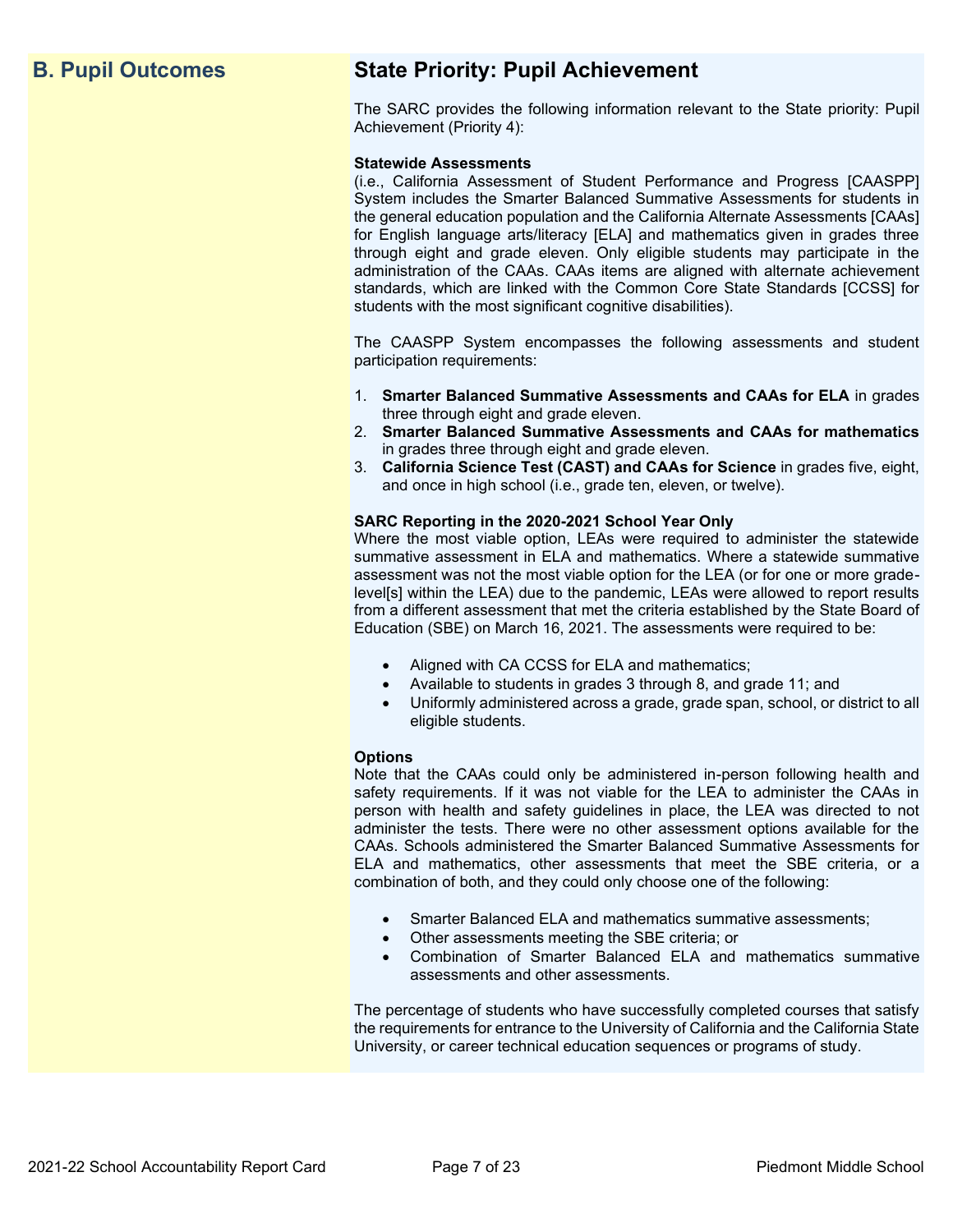## B. Pupil Outcomes

## State Priority: Pupil Achievement

The SARC provides the following information relevant to the State priority: Pupil Achievement (Priority 4):

**Statewide Assessments**
(i.e., California Assessment of Student Performance and Progress [CAASPP] System includes the Smarter Balanced Summative Assessments for students in the general education population and the California Alternate Assessments [CAAs] for English language arts/literacy [ELA] and mathematics given in grades three through eight and grade eleven. Only eligible students may participate in the administration of the CAAs. CAAs items are aligned with alternate achievement standards, which are linked with the Common Core State Standards [CCSS] for students with the most significant cognitive disabilities).

The CAASPP System encompasses the following assessments and student participation requirements:

1. **Smarter Balanced Summative Assessments and CAAs for ELA** in grades three through eight and grade eleven.
2. **Smarter Balanced Summative Assessments and CAAs for mathematics** in grades three through eight and grade eleven.
3. **California Science Test (CAST) and CAAs for Science** in grades five, eight, and once in high school (i.e., grade ten, eleven, or twelve).

**SARC Reporting in the 2020-2021 School Year Only**
Where the most viable option, LEAs were required to administer the statewide summative assessment in ELA and mathematics. Where a statewide summative assessment was not the most viable option for the LEA (or for one or more grade-level[s] within the LEA) due to the pandemic, LEAs were allowed to report results from a different assessment that met the criteria established by the State Board of Education (SBE) on March 16, 2021. The assessments were required to be:

- Aligned with CA CCSS for ELA and mathematics;
- Available to students in grades 3 through 8, and grade 11; and
- Uniformly administered across a grade, grade span, school, or district to all eligible students.

**Options**
Note that the CAAs could only be administered in-person following health and safety requirements. If it was not viable for the LEA to administer the CAAs in person with health and safety guidelines in place, the LEA was directed to not administer the tests. There were no other assessment options available for the CAAs. Schools administered the Smarter Balanced Summative Assessments for ELA and mathematics, other assessments that meet the SBE criteria, or a combination of both, and they could only choose one of the following:

- Smarter Balanced ELA and mathematics summative assessments;
- Other assessments meeting the SBE criteria; or
- Combination of Smarter Balanced ELA and mathematics summative assessments and other assessments.

The percentage of students who have successfully completed courses that satisfy the requirements for entrance to the University of California and the California State University, or career technical education sequences or programs of study.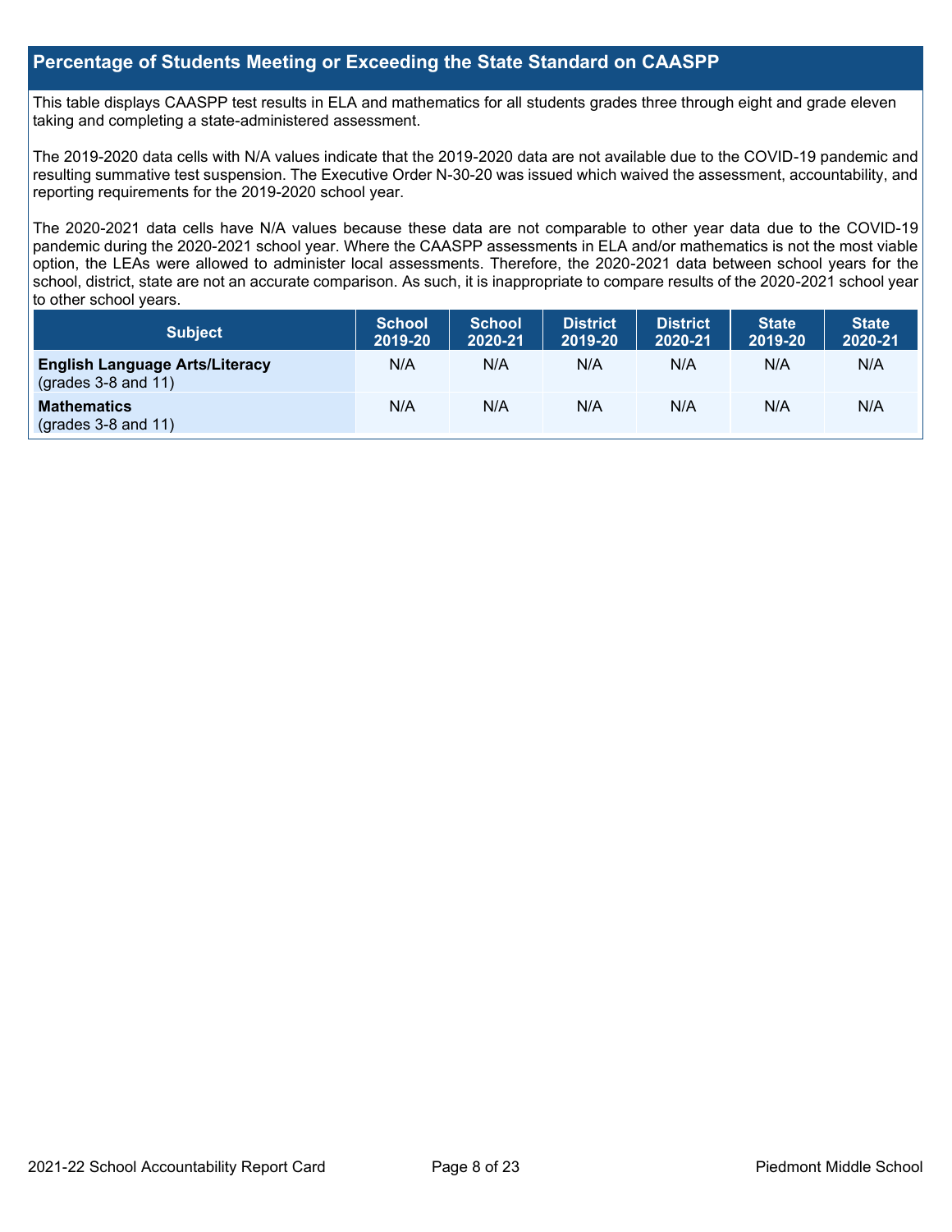## Percentage of Students Meeting or Exceeding the State Standard on CAASPP

This table displays CAASPP test results in ELA and mathematics for all students grades three through eight and grade eleven taking and completing a state-administered assessment.

The 2019-2020 data cells with N/A values indicate that the 2019-2020 data are not available due to the COVID-19 pandemic and resulting summative test suspension. The Executive Order N-30-20 was issued which waived the assessment, accountability, and reporting requirements for the 2019-2020 school year.

The 2020-2021 data cells have N/A values because these data are not comparable to other year data due to the COVID-19 pandemic during the 2020-2021 school year. Where the CAASPP assessments in ELA and/or mathematics is not the most viable option, the LEAs were allowed to administer local assessments. Therefore, the 2020-2021 data between school years for the school, district, state are not an accurate comparison. As such, it is inappropriate to compare results of the 2020-2021 school year to other school years.

| Subject | School 2019-20 | School 2020-21 | District 2019-20 | District 2020-21 | State 2019-20 | State 2020-21 |
|---|---|---|---|---|---|---|
| **English Language Arts/Literacy** (grades 3-8 and 11) | N/A | N/A | N/A | N/A | N/A | N/A |
| **Mathematics** (grades 3-8 and 11) | N/A | N/A | N/A | N/A | N/A | N/A |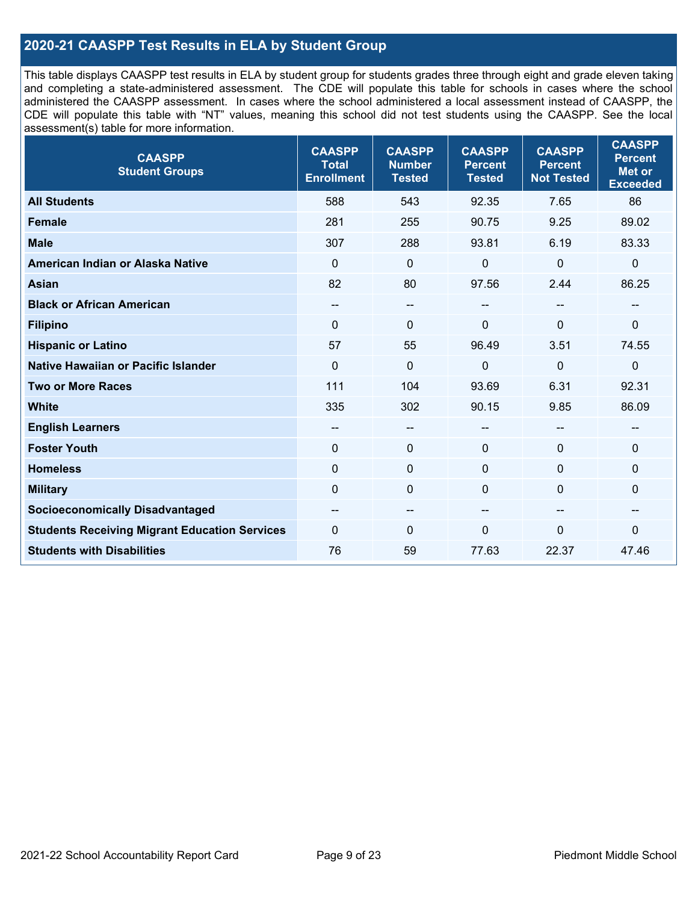## 2020-21 CAASPP Test Results in ELA by Student Group

This table displays CAASPP test results in ELA by student group for students grades three through eight and grade eleven taking and completing a state-administered assessment. The CDE will populate this table for schools in cases where the school administered the CAASPP assessment. In cases where the school administered a local assessment instead of CAASPP, the CDE will populate this table with "NT" values, meaning this school did not test students using the CAASPP. See the local assessment(s) table for more information.

| CAASPP Student Groups | CAASPP Total Enrollment | CAASPP Number Tested | CAASPP Percent Tested | CAASPP Percent Not Tested | CAASPP Percent Met or Exceeded |
|---|---|---|---|---|---|
| **All Students** | 588 | 543 | 92.35 | 7.65 | 86 |
| **Female** | 281 | 255 | 90.75 | 9.25 | 89.02 |
| **Male** | 307 | 288 | 93.81 | 6.19 | 83.33 |
| **American Indian or Alaska Native** | 0 | 0 | 0 | 0 | 0 |
| **Asian** | 82 | 80 | 97.56 | 2.44 | 86.25 |
| **Black or African American** | -- | -- | -- | -- | -- |
| **Filipino** | 0 | 0 | 0 | 0 | 0 |
| **Hispanic or Latino** | 57 | 55 | 96.49 | 3.51 | 74.55 |
| **Native Hawaiian or Pacific Islander** | 0 | 0 | 0 | 0 | 0 |
| **Two or More Races** | 111 | 104 | 93.69 | 6.31 | 92.31 |
| **White** | 335 | 302 | 90.15 | 9.85 | 86.09 |
| **English Learners** | -- | -- | -- | -- | -- |
| **Foster Youth** | 0 | 0 | 0 | 0 | 0 |
| **Homeless** | 0 | 0 | 0 | 0 | 0 |
| **Military** | 0 | 0 | 0 | 0 | 0 |
| **Socioeconomically Disadvantaged** | -- | -- | -- | -- | -- |
| **Students Receiving Migrant Education Services** | 0 | 0 | 0 | 0 | 0 |
| **Students with Disabilities** | 76 | 59 | 77.63 | 22.37 | 47.46 |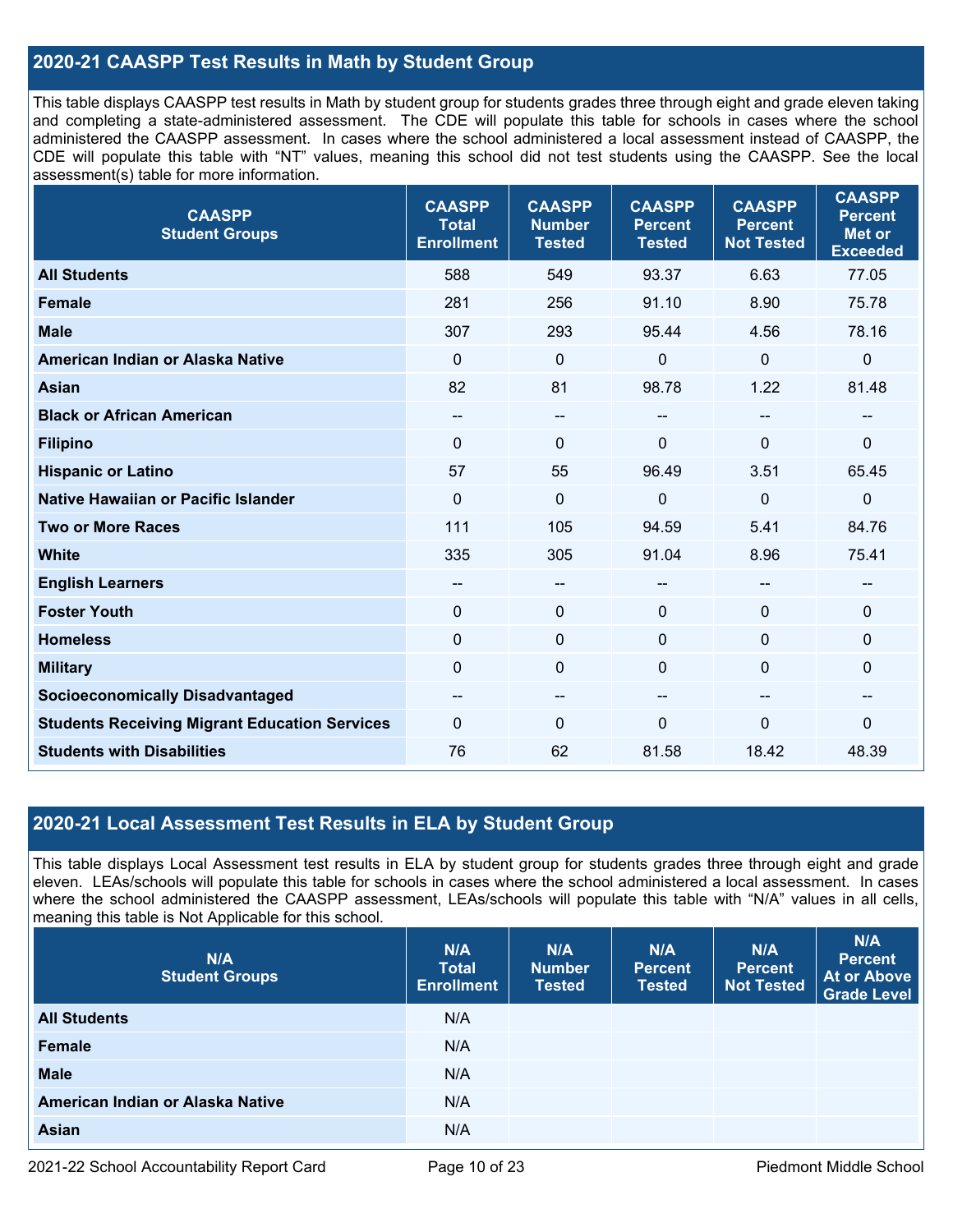## 2020-21 CAASPP Test Results in Math by Student Group

This table displays CAASPP test results in Math by student group for students grades three through eight and grade eleven taking and completing a state-administered assessment. The CDE will populate this table for schools in cases where the school administered the CAASPP assessment. In cases where the school administered a local assessment instead of CAASPP, the CDE will populate this table with "NT" values, meaning this school did not test students using the CAASPP. See the local assessment(s) table for more information.

| CAASPP Student Groups | CAASPP Total Enrollment | CAASPP Number Tested | CAASPP Percent Tested | CAASPP Percent Not Tested | CAASPP Percent Met or Exceeded |
|---|---|---|---|---|---|
| **All Students** | 588 | 549 | 93.37 | 6.63 | 77.05 |
| **Female** | 281 | 256 | 91.10 | 8.90 | 75.78 |
| **Male** | 307 | 293 | 95.44 | 4.56 | 78.16 |
| **American Indian or Alaska Native** | 0 | 0 | 0 | 0 | 0 |
| **Asian** | 82 | 81 | 98.78 | 1.22 | 81.48 |
| **Black or African American** | -- | -- | -- | -- | -- |
| **Filipino** | 0 | 0 | 0 | 0 | 0 |
| **Hispanic or Latino** | 57 | 55 | 96.49 | 3.51 | 65.45 |
| **Native Hawaiian or Pacific Islander** | 0 | 0 | 0 | 0 | 0 |
| **Two or More Races** | 111 | 105 | 94.59 | 5.41 | 84.76 |
| **White** | 335 | 305 | 91.04 | 8.96 | 75.41 |
| **English Learners** | -- | -- | -- | -- | -- |
| **Foster Youth** | 0 | 0 | 0 | 0 | 0 |
| **Homeless** | 0 | 0 | 0 | 0 | 0 |
| **Military** | 0 | 0 | 0 | 0 | 0 |
| **Socioeconomically Disadvantaged** | -- | -- | -- | -- | -- |
| **Students Receiving Migrant Education Services** | 0 | 0 | 0 | 0 | 0 |
| **Students with Disabilities** | 76 | 62 | 81.58 | 18.42 | 48.39 |

## 2020-21 Local Assessment Test Results in ELA by Student Group

This table displays Local Assessment test results in ELA by student group for students grades three through eight and grade eleven. LEAs/schools will populate this table for schools in cases where the school administered a local assessment. In cases where the school administered the CAASPP assessment, LEAs/schools will populate this table with "N/A" values in all cells, meaning this table is Not Applicable for this school.

| N/A Student Groups | N/A Total Enrollment | N/A Number Tested | N/A Percent Tested | N/A Percent Not Tested | N/A Percent At or Above Grade Level |
|---|---|---|---|---|---|
| **All Students** | N/A | | | | |
| **Female** | N/A | | | | |
| **Male** | N/A | | | | |
| **American Indian or Alaska Native** | N/A | | | | |
| **Asian** | N/A | | | | |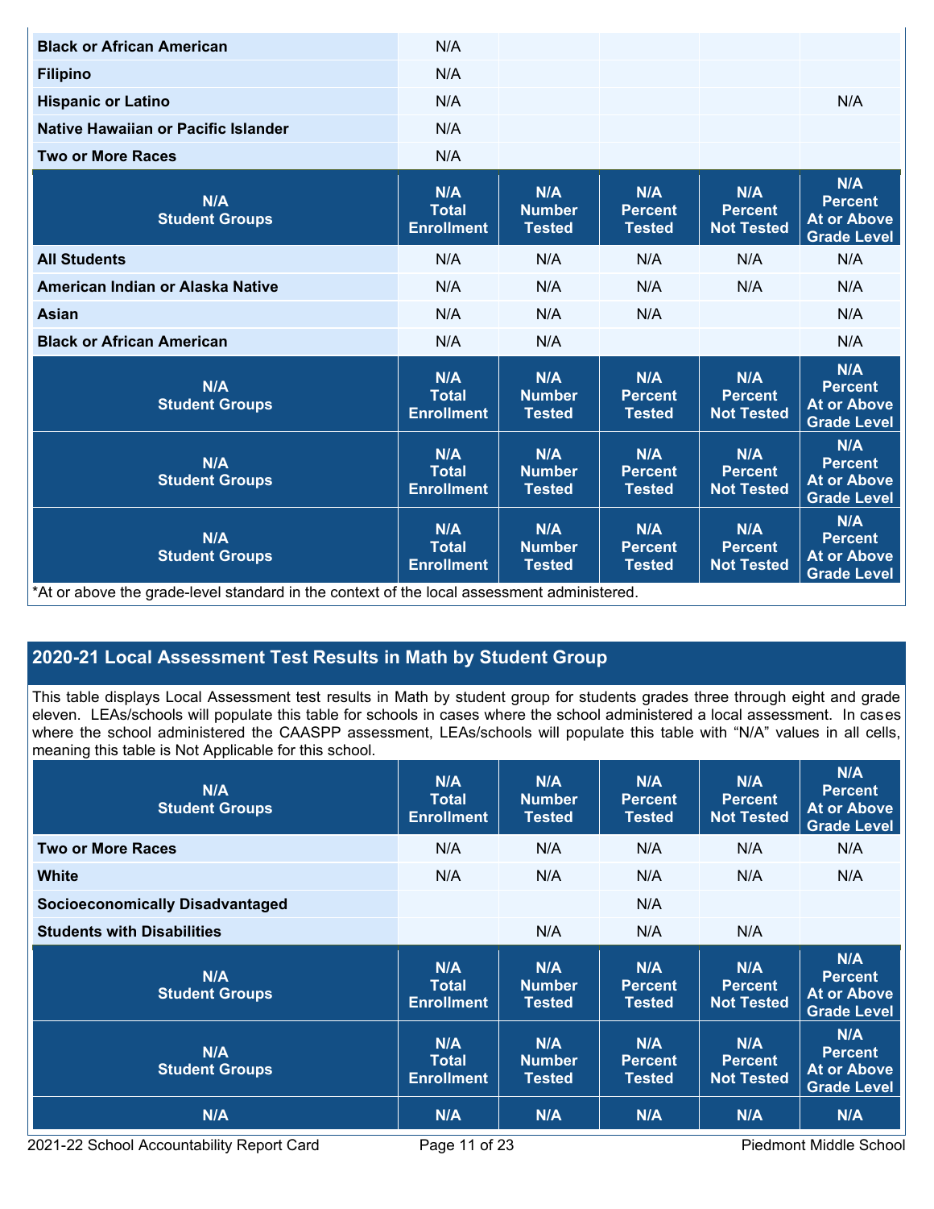| Student Groups | Total Enrollment | Number Tested | Percent Tested | Percent Not Tested | Percent At or Above Grade Level |
|---|---|---|---|---|---|
| Black or African American | N/A | | | | |
| Filipino | N/A | | | | |
| Hispanic or Latino | N/A | | | | N/A |
| Native Hawaiian or Pacific Islander | N/A | | | | |
| Two or More Races | N/A | | | | |
| N/A Student Groups | N/A Total Enrollment | N/A Number Tested | N/A Percent Tested | N/A Percent Not Tested | N/A Percent At or Above Grade Level |
| All Students | N/A | N/A | N/A | N/A | N/A |
| American Indian or Alaska Native | N/A | N/A | N/A | N/A | N/A |
| Asian | N/A | N/A | N/A | | N/A |
| Black or African American | N/A | N/A | | | N/A |
| N/A Student Groups | N/A Total Enrollment | N/A Number Tested | N/A Percent Tested | N/A Percent Not Tested | N/A Percent At or Above Grade Level |
| N/A Student Groups | N/A Total Enrollment | N/A Number Tested | N/A Percent Tested | N/A Percent Not Tested | N/A Percent At or Above Grade Level |
| N/A Student Groups | N/A Total Enrollment | N/A Number Tested | N/A Percent Tested | N/A Percent Not Tested | N/A Percent At or Above Grade Level |

*At or above the grade-level standard in the context of the local assessment administered.

## 2020-21 Local Assessment Test Results in Math by Student Group

This table displays Local Assessment test results in Math by student group for students grades three through eight and grade eleven. LEAs/schools will populate this table for schools in cases where the school administered a local assessment. In cases where the school administered the CAASPP assessment, LEAs/schools will populate this table with "N/A" values in all cells, meaning this table is Not Applicable for this school.

| N/A Student Groups | N/A Total Enrollment | N/A Number Tested | N/A Percent Tested | N/A Percent Not Tested | N/A Percent At or Above Grade Level |
|---|---|---|---|---|---|
| Two or More Races | N/A | N/A | N/A | N/A | N/A |
| White | N/A | N/A | N/A | N/A | N/A |
| Socioeconomically Disadvantaged | | | N/A | | |
| Students with Disabilities | | N/A | N/A | N/A | |
| N/A Student Groups | N/A Total Enrollment | N/A Number Tested | N/A Percent Tested | N/A Percent Not Tested | N/A Percent At or Above Grade Level |
| N/A Student Groups | N/A Total Enrollment | N/A Number Tested | N/A Percent Tested | N/A Percent Not Tested | N/A Percent At or Above Grade Level |
| N/A | N/A | N/A | N/A | N/A | N/A |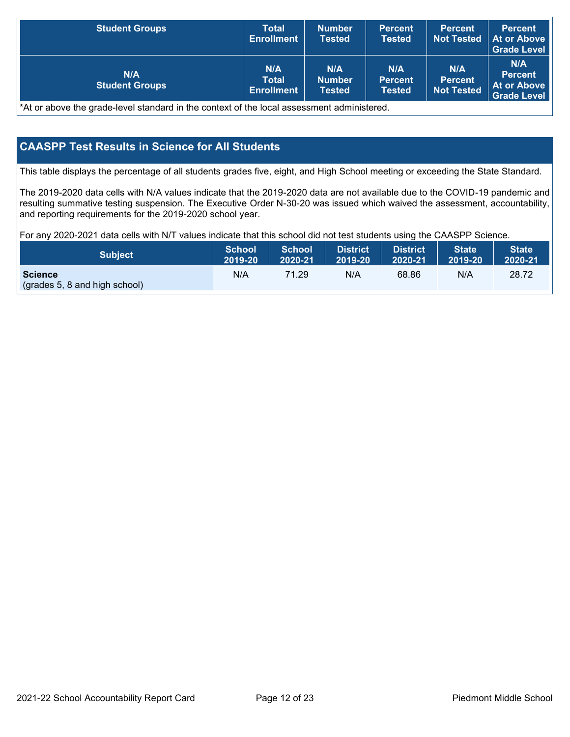| Student Groups | Total Enrollment | Number Tested | Percent Tested | Percent Not Tested | Percent At or Above Grade Level |
|---|---|---|---|---|---|
| N/A Student Groups | N/A Total Enrollment | N/A Number Tested | N/A Percent Tested | N/A Percent Not Tested | N/A Percent At or Above Grade Level |

*At or above the grade-level standard in the context of the local assessment administered.

## CAASPP Test Results in Science for All Students

This table displays the percentage of all students grades five, eight, and High School meeting or exceeding the State Standard.

The 2019-2020 data cells with N/A values indicate that the 2019-2020 data are not available due to the COVID-19 pandemic and resulting summative testing suspension. The Executive Order N-30-20 was issued which waived the assessment, accountability, and reporting requirements for the 2019-2020 school year.

For any 2020-2021 data cells with N/T values indicate that this school did not test students using the CAASPP Science.

| Subject | School 2019-20 | School 2020-21 | District 2019-20 | District 2020-21 | State 2019-20 | State 2020-21 |
|---|---|---|---|---|---|---|
| **Science** (grades 5, 8 and high school) | N/A | 71.29 | N/A | 68.86 | N/A | 28.72 |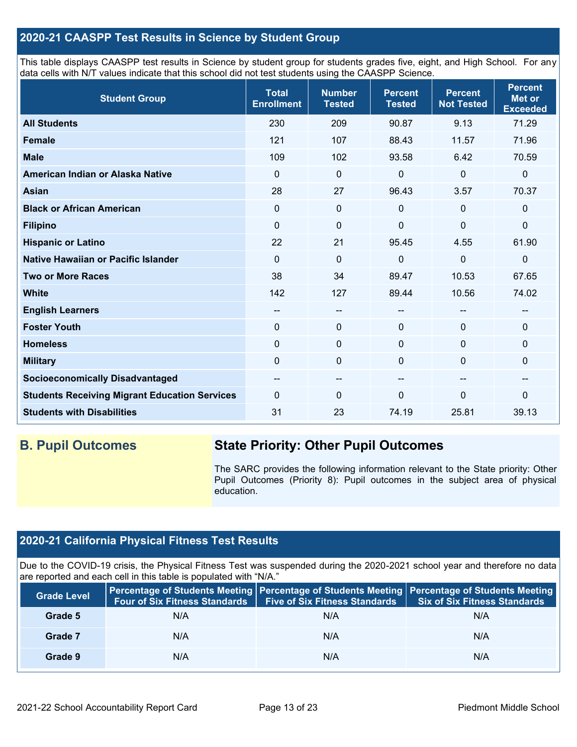## 2020-21 CAASPP Test Results in Science by Student Group

This table displays CAASPP test results in Science by student group for students grades five, eight, and High School. For any data cells with N/T values indicate that this school did not test students using the CAASPP Science.

| Student Group | Total Enrollment | Number Tested | Percent Tested | Percent Not Tested | Percent Met or Exceeded |
|---|---|---|---|---|---|
| **All Students** | 230 | 209 | 90.87 | 9.13 | 71.29 |
| **Female** | 121 | 107 | 88.43 | 11.57 | 71.96 |
| **Male** | 109 | 102 | 93.58 | 6.42 | 70.59 |
| **American Indian or Alaska Native** | 0 | 0 | 0 | 0 | 0 |
| **Asian** | 28 | 27 | 96.43 | 3.57 | 70.37 |
| **Black or African American** | 0 | 0 | 0 | 0 | 0 |
| **Filipino** | 0 | 0 | 0 | 0 | 0 |
| **Hispanic or Latino** | 22 | 21 | 95.45 | 4.55 | 61.90 |
| **Native Hawaiian or Pacific Islander** | 0 | 0 | 0 | 0 | 0 |
| **Two or More Races** | 38 | 34 | 89.47 | 10.53 | 67.65 |
| **White** | 142 | 127 | 89.44 | 10.56 | 74.02 |
| **English Learners** | -- | -- | -- | -- | -- |
| **Foster Youth** | 0 | 0 | 0 | 0 | 0 |
| **Homeless** | 0 | 0 | 0 | 0 | 0 |
| **Military** | 0 | 0 | 0 | 0 | 0 |
| **Socioeconomically Disadvantaged** | -- | -- | -- | -- | -- |
| **Students Receiving Migrant Education Services** | 0 | 0 | 0 | 0 | 0 |
| **Students with Disabilities** | 31 | 23 | 74.19 | 25.81 | 39.13 |

## B. Pupil Outcomes

### State Priority: Other Pupil Outcomes

The SARC provides the following information relevant to the State priority: Other Pupil Outcomes (Priority 8): Pupil outcomes in the subject area of physical education.

## 2020-21 California Physical Fitness Test Results

Due to the COVID-19 crisis, the Physical Fitness Test was suspended during the 2020-2021 school year and therefore no data are reported and each cell in this table is populated with "N/A."

| Grade Level | Percentage of Students Meeting Four of Six Fitness Standards | Percentage of Students Meeting Five of Six Fitness Standards | Percentage of Students Meeting Six of Six Fitness Standards |
|---|---|---|---|
| **Grade 5** | N/A | N/A | N/A |
| **Grade 7** | N/A | N/A | N/A |
| **Grade 9** | N/A | N/A | N/A |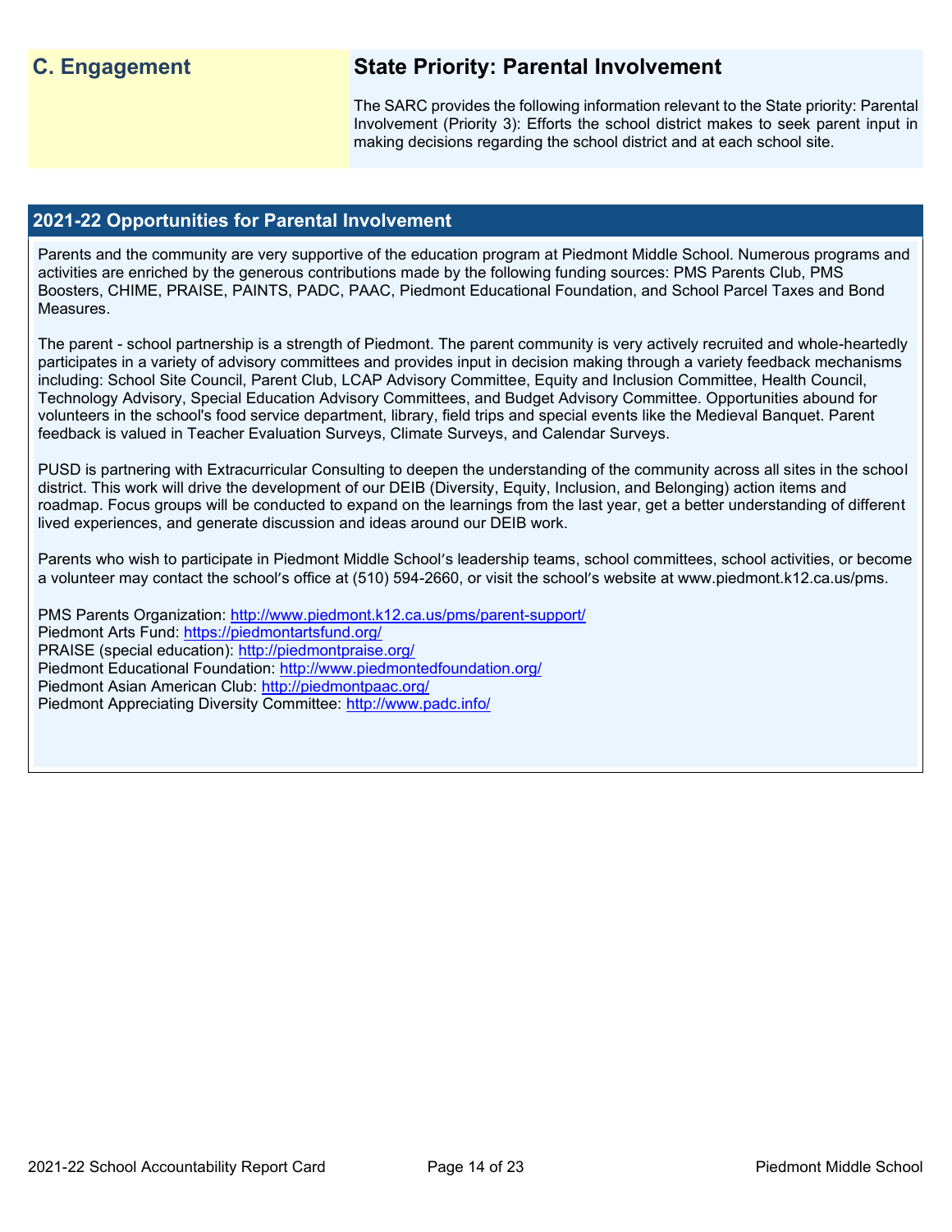## C. Engagement

## State Priority: Parental Involvement

The SARC provides the following information relevant to the State priority: Parental Involvement (Priority 3): Efforts the school district makes to seek parent input in making decisions regarding the school district and at each school site.

### 2021-22 Opportunities for Parental Involvement

Parents and the community are very supportive of the education program at Piedmont Middle School. Numerous programs and activities are enriched by the generous contributions made by the following funding sources: PMS Parents Club, PMS Boosters, CHIME, PRAISE, PAINTS, PADC, PAAC, Piedmont Educational Foundation, and School Parcel Taxes and Bond Measures.

The parent - school partnership is a strength of Piedmont. The parent community is very actively recruited and whole-heartedly participates in a variety of advisory committees and provides input in decision making through a variety feedback mechanisms including: School Site Council, Parent Club, LCAP Advisory Committee, Equity and Inclusion Committee, Health Council, Technology Advisory, Special Education Advisory Committees, and Budget Advisory Committee. Opportunities abound for volunteers in the school's food service department, library, field trips and special events like the Medieval Banquet. Parent feedback is valued in Teacher Evaluation Surveys, Climate Surveys, and Calendar Surveys.

PUSD is partnering with Extracurricular Consulting to deepen the understanding of the community across all sites in the school district. This work will drive the development of our DEIB (Diversity, Equity, Inclusion, and Belonging) action items and roadmap. Focus groups will be conducted to expand on the learnings from the last year, get a better understanding of different lived experiences, and generate discussion and ideas around our DEIB work.

Parents who wish to participate in Piedmont Middle School's leadership teams, school committees, school activities, or become a volunteer may contact the school's office at (510) 594-2660, or visit the school's website at www.piedmont.k12.ca.us/pms.

PMS Parents Organization: http://www.piedmont.k12.ca.us/pms/parent-support/
Piedmont Arts Fund: https://piedmontartsfund.org/
PRAISE (special education): http://piedmontpraise.org/
Piedmont Educational Foundation: http://www.piedmontedfoundation.org/
Piedmont Asian American Club: http://piedmontpaac.org/
Piedmont Appreciating Diversity Committee: http://www.padc.info/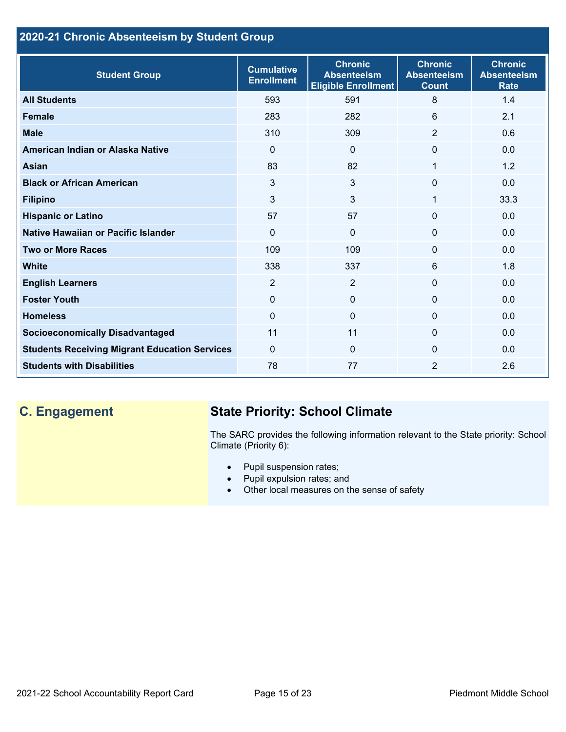## 2020-21 Chronic Absenteeism by Student Group

| Student Group | Cumulative Enrollment | Chronic Absenteeism Eligible Enrollment | Chronic Absenteeism Count | Chronic Absenteeism Rate |
|---|---|---|---|---|
| **All Students** | 593 | 591 | 8 | 1.4 |
| **Female** | 283 | 282 | 6 | 2.1 |
| **Male** | 310 | 309 | 2 | 0.6 |
| **American Indian or Alaska Native** | 0 | 0 | 0 | 0.0 |
| **Asian** | 83 | 82 | 1 | 1.2 |
| **Black or African American** | 3 | 3 | 0 | 0.0 |
| **Filipino** | 3 | 3 | 1 | 33.3 |
| **Hispanic or Latino** | 57 | 57 | 0 | 0.0 |
| **Native Hawaiian or Pacific Islander** | 0 | 0 | 0 | 0.0 |
| **Two or More Races** | 109 | 109 | 0 | 0.0 |
| **White** | 338 | 337 | 6 | 1.8 |
| **English Learners** | 2 | 2 | 0 | 0.0 |
| **Foster Youth** | 0 | 0 | 0 | 0.0 |
| **Homeless** | 0 | 0 | 0 | 0.0 |
| **Socioeconomically Disadvantaged** | 11 | 11 | 0 | 0.0 |
| **Students Receiving Migrant Education Services** | 0 | 0 | 0 | 0.0 |
| **Students with Disabilities** | 78 | 77 | 2 | 2.6 |

## C. Engagement

### State Priority: School Climate

The SARC provides the following information relevant to the State priority: School Climate (Priority 6):

- Pupil suspension rates;
- Pupil expulsion rates; and
- Other local measures on the sense of safety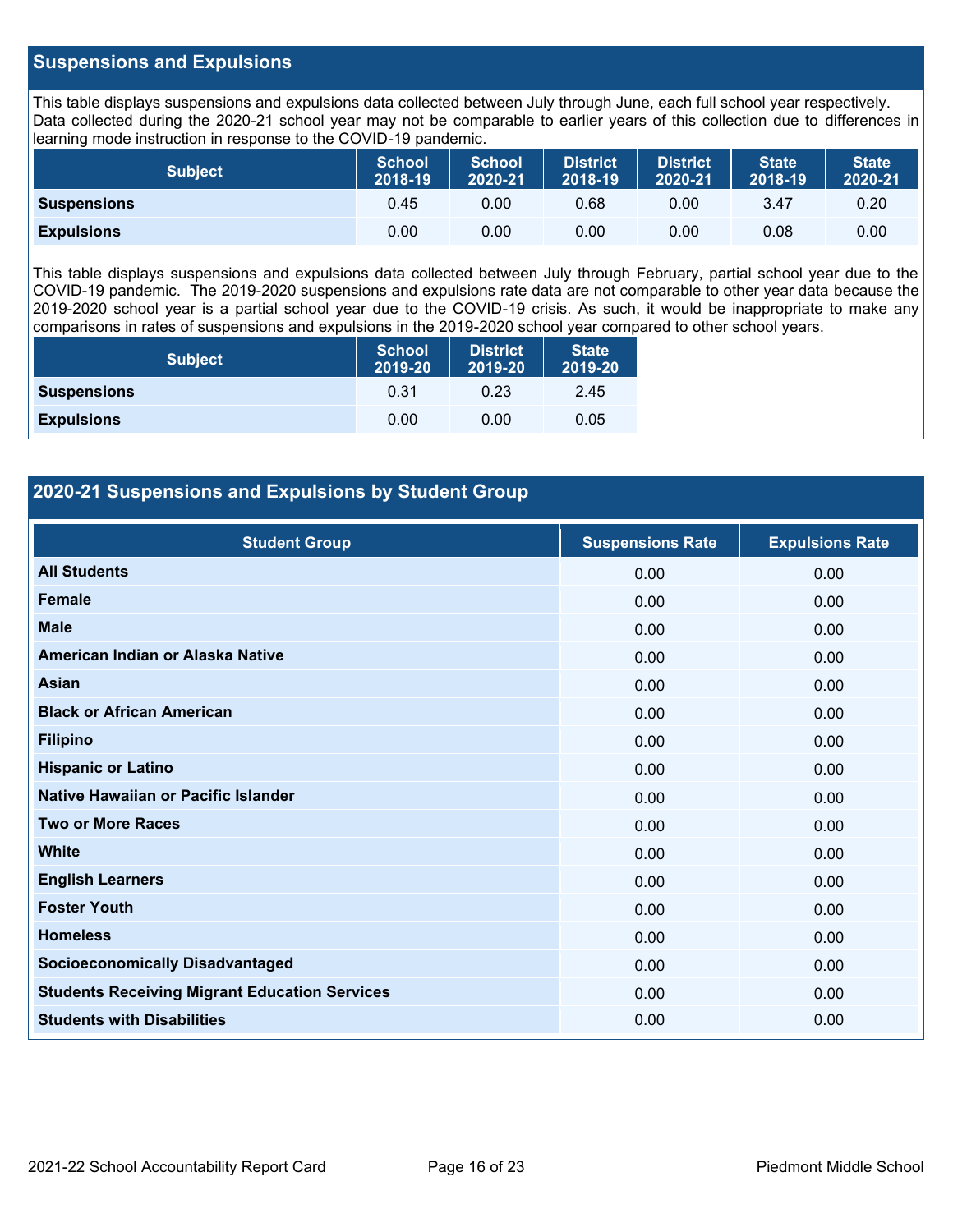## Suspensions and Expulsions

This table displays suspensions and expulsions data collected between July through June, each full school year respectively. Data collected during the 2020-21 school year may not be comparable to earlier years of this collection due to differences in learning mode instruction in response to the COVID-19 pandemic.

| Subject | School 2018-19 | School 2020-21 | District 2018-19 | District 2020-21 | State 2018-19 | State 2020-21 |
|---|---|---|---|---|---|---|
| **Suspensions** | 0.45 | 0.00 | 0.68 | 0.00 | 3.47 | 0.20 |
| **Expulsions** | 0.00 | 0.00 | 0.00 | 0.00 | 0.08 | 0.00 |

This table displays suspensions and expulsions data collected between July through February, partial school year due to the COVID-19 pandemic. The 2019-2020 suspensions and expulsions rate data are not comparable to other year data because the 2019-2020 school year is a partial school year due to the COVID-19 crisis. As such, it would be inappropriate to make any comparisons in rates of suspensions and expulsions in the 2019-2020 school year compared to other school years.

| Subject | School 2019-20 | District 2019-20 | State 2019-20 |
|---|---|---|---|
| **Suspensions** | 0.31 | 0.23 | 2.45 |
| **Expulsions** | 0.00 | 0.00 | 0.05 |

## 2020-21 Suspensions and Expulsions by Student Group

| Student Group | Suspensions Rate | Expulsions Rate |
|---|---|---|
| **All Students** | 0.00 | 0.00 |
| **Female** | 0.00 | 0.00 |
| **Male** | 0.00 | 0.00 |
| **American Indian or Alaska Native** | 0.00 | 0.00 |
| **Asian** | 0.00 | 0.00 |
| **Black or African American** | 0.00 | 0.00 |
| **Filipino** | 0.00 | 0.00 |
| **Hispanic or Latino** | 0.00 | 0.00 |
| **Native Hawaiian or Pacific Islander** | 0.00 | 0.00 |
| **Two or More Races** | 0.00 | 0.00 |
| **White** | 0.00 | 0.00 |
| **English Learners** | 0.00 | 0.00 |
| **Foster Youth** | 0.00 | 0.00 |
| **Homeless** | 0.00 | 0.00 |
| **Socioeconomically Disadvantaged** | 0.00 | 0.00 |
| **Students Receiving Migrant Education Services** | 0.00 | 0.00 |
| **Students with Disabilities** | 0.00 | 0.00 |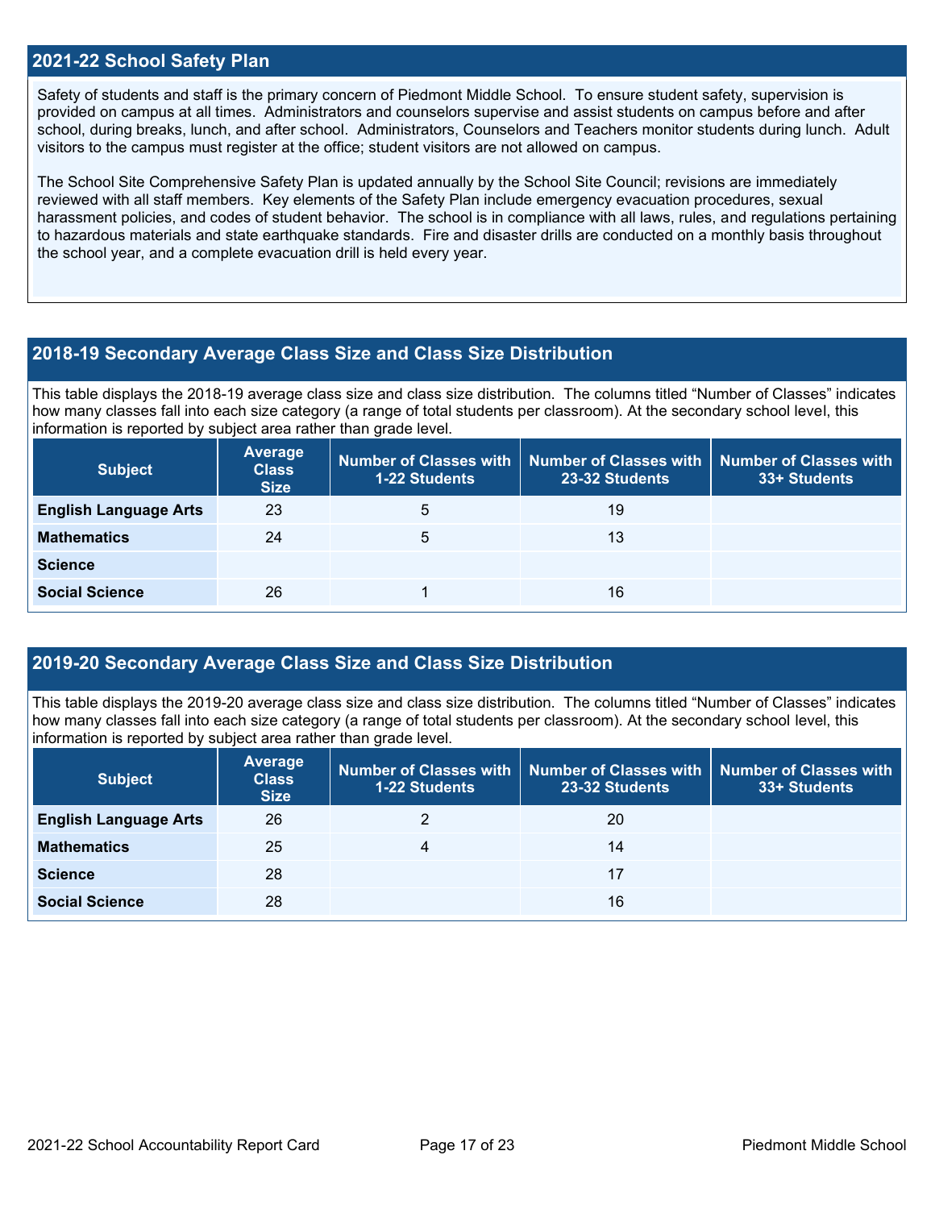## 2021-22 School Safety Plan

Safety of students and staff is the primary concern of Piedmont Middle School. To ensure student safety, supervision is provided on campus at all times. Administrators and counselors supervise and assist students on campus before and after school, during breaks, lunch, and after school. Administrators, Counselors and Teachers monitor students during lunch. Adult visitors to the campus must register at the office; student visitors are not allowed on campus.

The School Site Comprehensive Safety Plan is updated annually by the School Site Council; revisions are immediately reviewed with all staff members. Key elements of the Safety Plan include emergency evacuation procedures, sexual harassment policies, and codes of student behavior. The school is in compliance with all laws, rules, and regulations pertaining to hazardous materials and state earthquake standards. Fire and disaster drills are conducted on a monthly basis throughout the school year, and a complete evacuation drill is held every year.

## 2018-19 Secondary Average Class Size and Class Size Distribution

This table displays the 2018-19 average class size and class size distribution. The columns titled "Number of Classes" indicates how many classes fall into each size category (a range of total students per classroom). At the secondary school level, this information is reported by subject area rather than grade level.

| Subject | Average Class Size | Number of Classes with 1-22 Students | Number of Classes with 23-32 Students | Number of Classes with 33+ Students |
|---|---|---|---|---|
| English Language Arts | 23 | 5 | 19 | |
| Mathematics | 24 | 5 | 13 | |
| Science | | | | |
| Social Science | 26 | 1 | 16 | |

## 2019-20 Secondary Average Class Size and Class Size Distribution

This table displays the 2019-20 average class size and class size distribution. The columns titled "Number of Classes" indicates how many classes fall into each size category (a range of total students per classroom). At the secondary school level, this information is reported by subject area rather than grade level.

| Subject | Average Class Size | Number of Classes with 1-22 Students | Number of Classes with 23-32 Students | Number of Classes with 33+ Students |
|---|---|---|---|---|
| English Language Arts | 26 | 2 | 20 | |
| Mathematics | 25 | 4 | 14 | |
| Science | 28 | | 17 | |
| Social Science | 28 | | 16 | |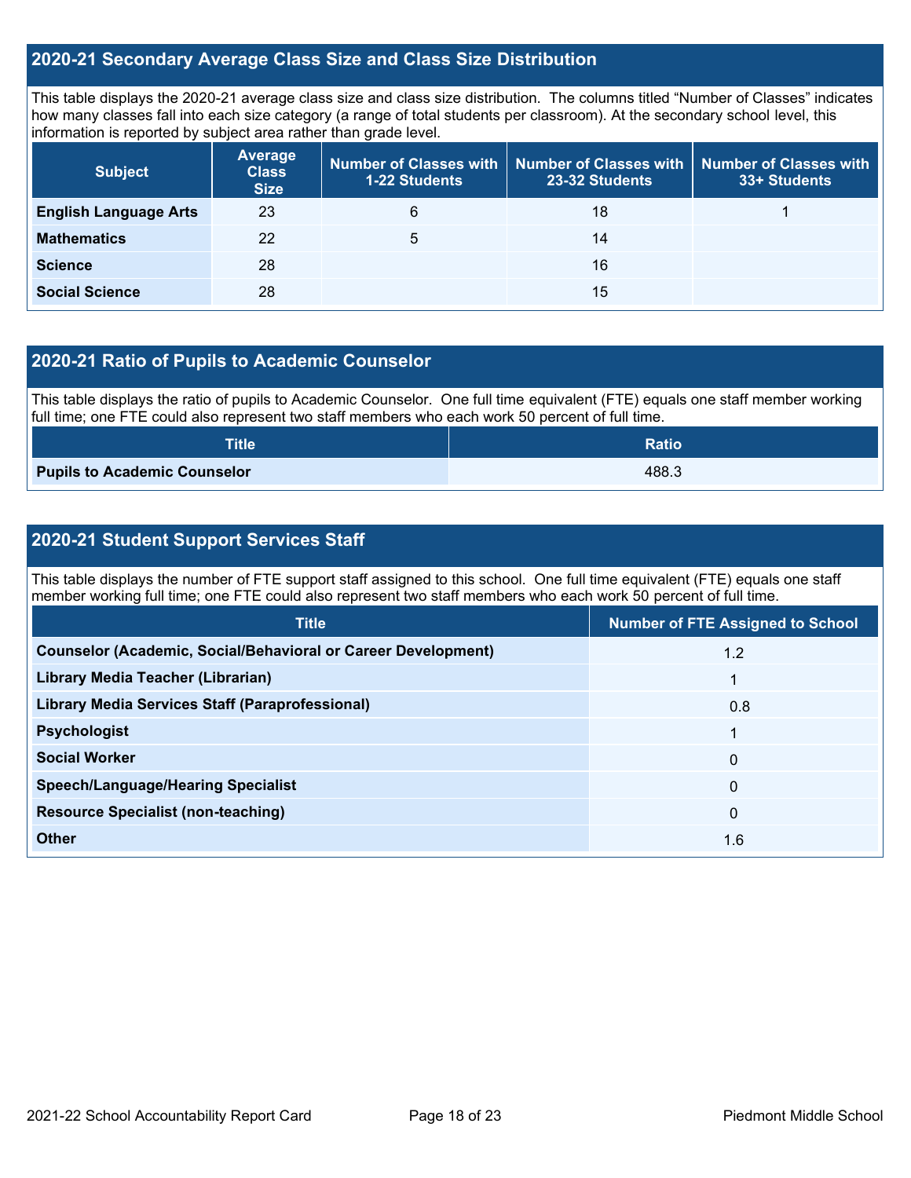## 2020-21 Secondary Average Class Size and Class Size Distribution

This table displays the 2020-21 average class size and class size distribution. The columns titled "Number of Classes" indicates how many classes fall into each size category (a range of total students per classroom). At the secondary school level, this information is reported by subject area rather than grade level.

| Subject | Average Class Size | Number of Classes with 1-22 Students | Number of Classes with 23-32 Students | Number of Classes with 33+ Students |
|---|---|---|---|---|
| **English Language Arts** | 23 | 6 | 18 | 1 |
| **Mathematics** | 22 | 5 | 14 | |
| **Science** | 28 | | 16 | |
| **Social Science** | 28 | | 15 | |

## 2020-21 Ratio of Pupils to Academic Counselor

This table displays the ratio of pupils to Academic Counselor. One full time equivalent (FTE) equals one staff member working full time; one FTE could also represent two staff members who each work 50 percent of full time.

| Title | Ratio |
|---|---|
| **Pupils to Academic Counselor** | 488.3 |

## 2020-21 Student Support Services Staff

This table displays the number of FTE support staff assigned to this school. One full time equivalent (FTE) equals one staff member working full time; one FTE could also represent two staff members who each work 50 percent of full time.

| Title | Number of FTE Assigned to School |
|---|---|
| **Counselor (Academic, Social/Behavioral or Career Development)** | 1.2 |
| **Library Media Teacher (Librarian)** | 1 |
| **Library Media Services Staff (Paraprofessional)** | 0.8 |
| **Psychologist** | 1 |
| **Social Worker** | 0 |
| **Speech/Language/Hearing Specialist** | 0 |
| **Resource Specialist (non-teaching)** | 0 |
| **Other** | 1.6 |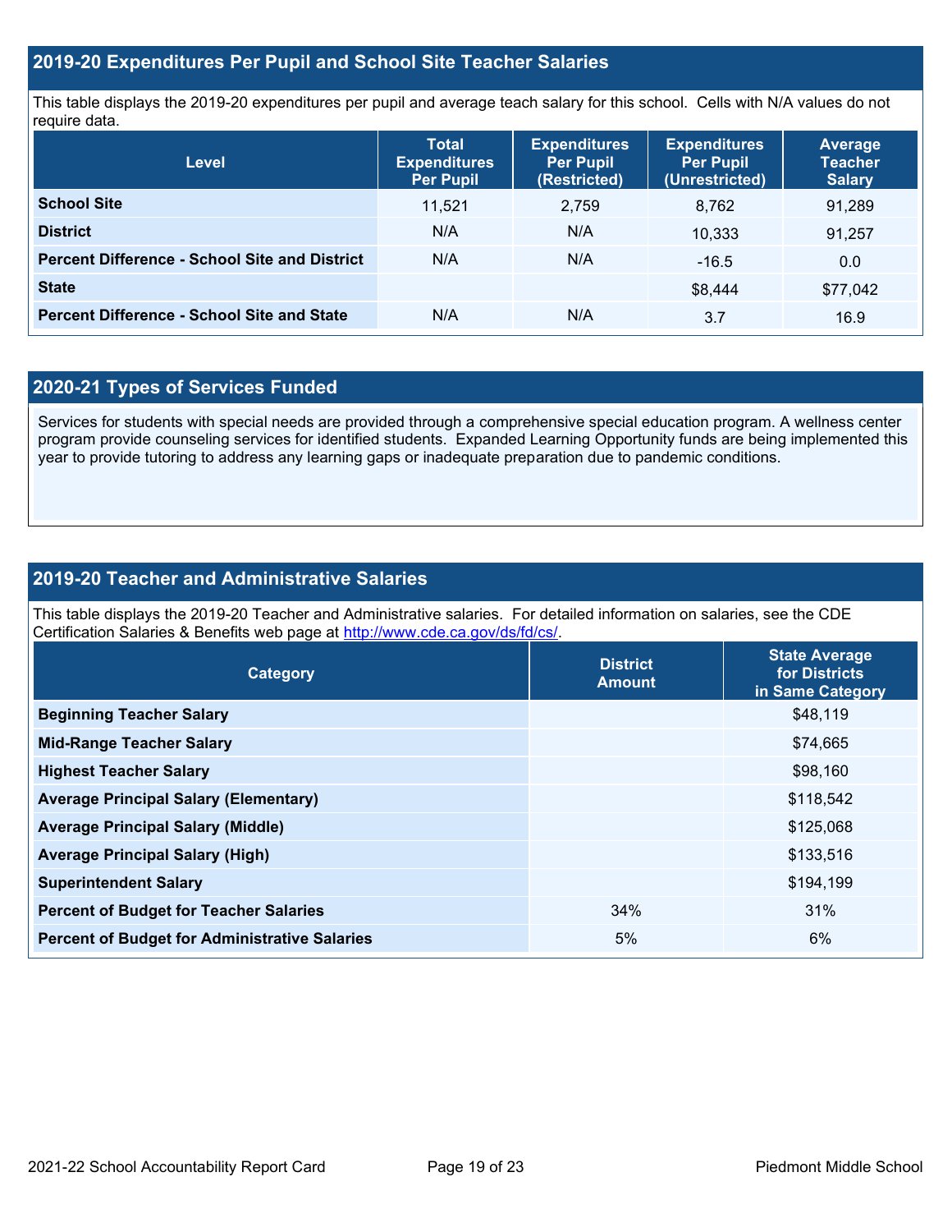## 2019-20 Expenditures Per Pupil and School Site Teacher Salaries

This table displays the 2019-20 expenditures per pupil and average teach salary for this school. Cells with N/A values do not require data.

| Level | Total Expenditures Per Pupil | Expenditures Per Pupil (Restricted) | Expenditures Per Pupil (Unrestricted) | Average Teacher Salary |
|---|---|---|---|---|
| **School Site** | 11,521 | 2,759 | 8,762 | 91,289 |
| **District** | N/A | N/A | 10,333 | 91,257 |
| **Percent Difference - School Site and District** | N/A | N/A | -16.5 | 0.0 |
| **State** | | | $8,444 | $77,042 |
| **Percent Difference - School Site and State** | N/A | N/A | 3.7 | 16.9 |

## 2020-21 Types of Services Funded

Services for students with special needs are provided through a comprehensive special education program. A wellness center program provide counseling services for identified students. Expanded Learning Opportunity funds are being implemented this year to provide tutoring to address any learning gaps or inadequate preparation due to pandemic conditions.

## 2019-20 Teacher and Administrative Salaries

This table displays the 2019-20 Teacher and Administrative salaries. For detailed information on salaries, see the CDE Certification Salaries & Benefits web page at http://www.cde.ca.gov/ds/fd/cs/.

| Category | District Amount | State Average for Districts in Same Category |
|---|---|---|
| **Beginning Teacher Salary** | | $48,119 |
| **Mid-Range Teacher Salary** | | $74,665 |
| **Highest Teacher Salary** | | $98,160 |
| **Average Principal Salary (Elementary)** | | $118,542 |
| **Average Principal Salary (Middle)** | | $125,068 |
| **Average Principal Salary (High)** | | $133,516 |
| **Superintendent Salary** | | $194,199 |
| **Percent of Budget for Teacher Salaries** | 34% | 31% |
| **Percent of Budget for Administrative Salaries** | 5% | 6% |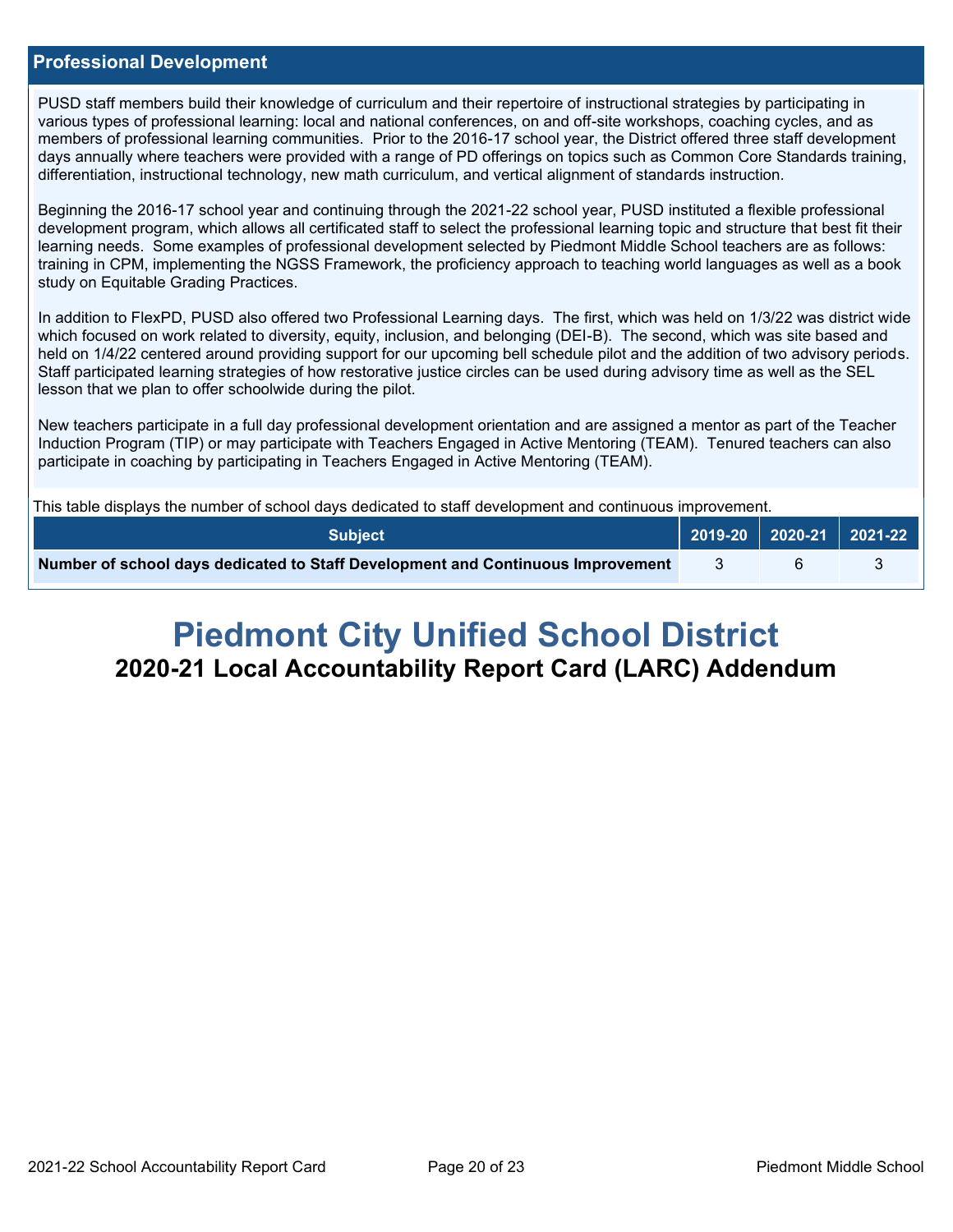## Professional Development

PUSD staff members build their knowledge of curriculum and their repertoire of instructional strategies by participating in various types of professional learning: local and national conferences, on and off-site workshops, coaching cycles, and as members of professional learning communities. Prior to the 2016-17 school year, the District offered three staff development days annually where teachers were provided with a range of PD offerings on topics such as Common Core Standards training, differentiation, instructional technology, new math curriculum, and vertical alignment of standards instruction.

Beginning the 2016-17 school year and continuing through the 2021-22 school year, PUSD instituted a flexible professional development program, which allows all certificated staff to select the professional learning topic and structure that best fit their learning needs. Some examples of professional development selected by Piedmont Middle School teachers are as follows: training in CPM, implementing the NGSS Framework, the proficiency approach to teaching world languages as well as a book study on Equitable Grading Practices.

In addition to FlexPD, PUSD also offered two Professional Learning days. The first, which was held on 1/3/22 was district wide which focused on work related to diversity, equity, inclusion, and belonging (DEI-B). The second, which was site based and held on 1/4/22 centered around providing support for our upcoming bell schedule pilot and the addition of two advisory periods. Staff participated learning strategies of how restorative justice circles can be used during advisory time as well as the SEL lesson that we plan to offer schoolwide during the pilot.

New teachers participate in a full day professional development orientation and are assigned a mentor as part of the Teacher Induction Program (TIP) or may participate with Teachers Engaged in Active Mentoring (TEAM). Tenured teachers can also participate in coaching by participating in Teachers Engaged in Active Mentoring (TEAM).

This table displays the number of school days dedicated to staff development and continuous improvement.

| Subject | 2019-20 | 2020-21 | 2021-22 |
|---|---|---|---|
| **Number of school days dedicated to Staff Development and Continuous Improvement** | 3 | 6 | 3 |

# Piedmont City Unified School District

## 2020-21 Local Accountability Report Card (LARC) Addendum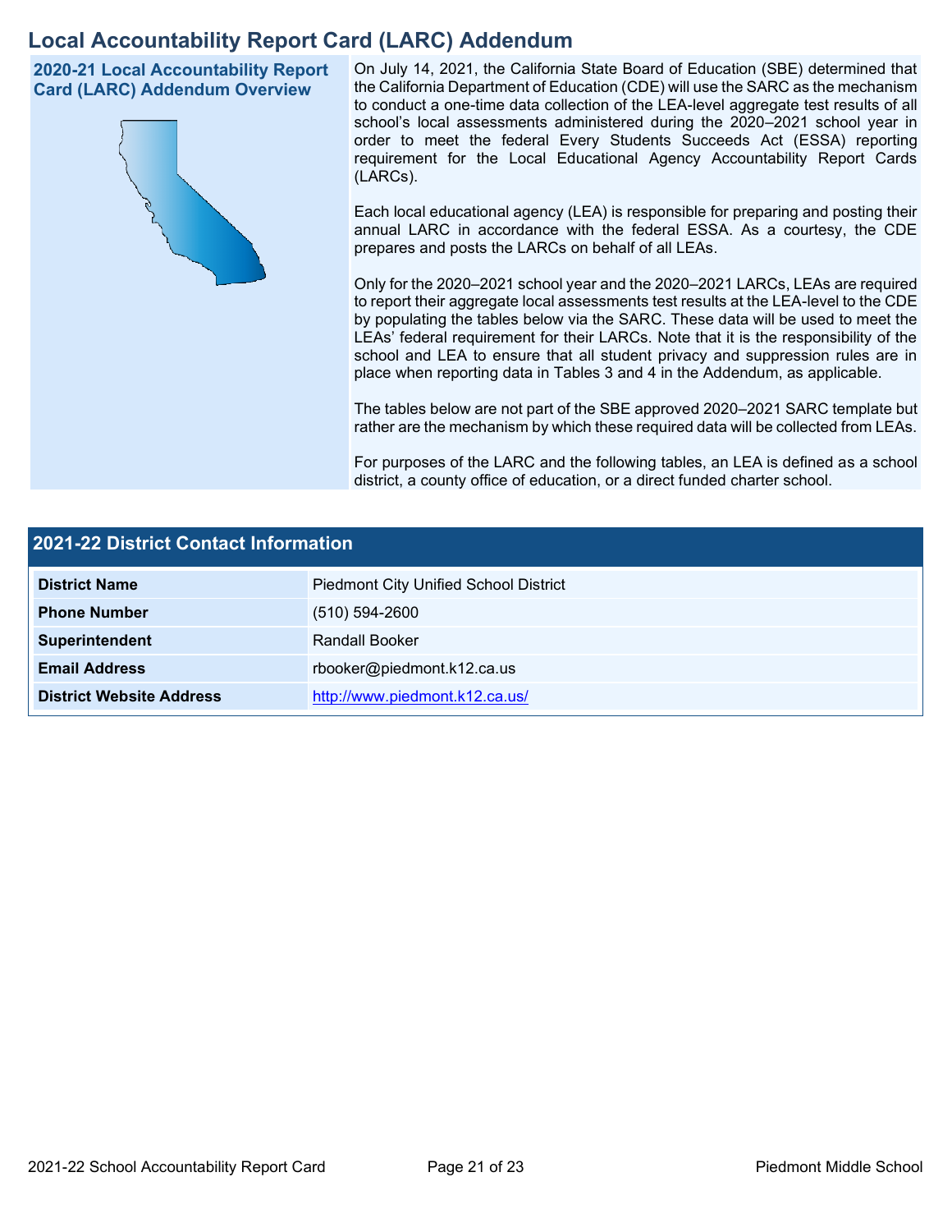# Local Accountability Report Card (LARC) Addendum

## 2020-21 Local Accountability Report Card (LARC) Addendum Overview

On July 14, 2021, the California State Board of Education (SBE) determined that the California Department of Education (CDE) will use the SARC as the mechanism to conduct a one-time data collection of the LEA-level aggregate test results of all school's local assessments administered during the 2020–2021 school year in order to meet the federal Every Students Succeeds Act (ESSA) reporting requirement for the Local Educational Agency Accountability Report Cards (LARCs).

Each local educational agency (LEA) is responsible for preparing and posting their annual LARC in accordance with the federal ESSA. As a courtesy, the CDE prepares and posts the LARCs on behalf of all LEAs.

Only for the 2020–2021 school year and the 2020–2021 LARCs, LEAs are required to report their aggregate local assessments test results at the LEA-level to the CDE by populating the tables below via the SARC. These data will be used to meet the LEAs' federal requirement for their LARCs. Note that it is the responsibility of the school and LEA to ensure that all student privacy and suppression rules are in place when reporting data in Tables 3 and 4 in the Addendum, as applicable.

The tables below are not part of the SBE approved 2020–2021 SARC template but rather are the mechanism by which these required data will be collected from LEAs.

For purposes of the LARC and the following tables, an LEA is defined as a school district, a county office of education, or a direct funded charter school.

## 2021-22 District Contact Information

| 2021-22 District Contact Information | |
|---|---|
| **District Name** | Piedmont City Unified School District |
| **Phone Number** | (510) 594-2600 |
| **Superintendent** | Randall Booker |
| **Email Address** | rbooker@piedmont.k12.ca.us |
| **District Website Address** | http://www.piedmont.k12.ca.us/ |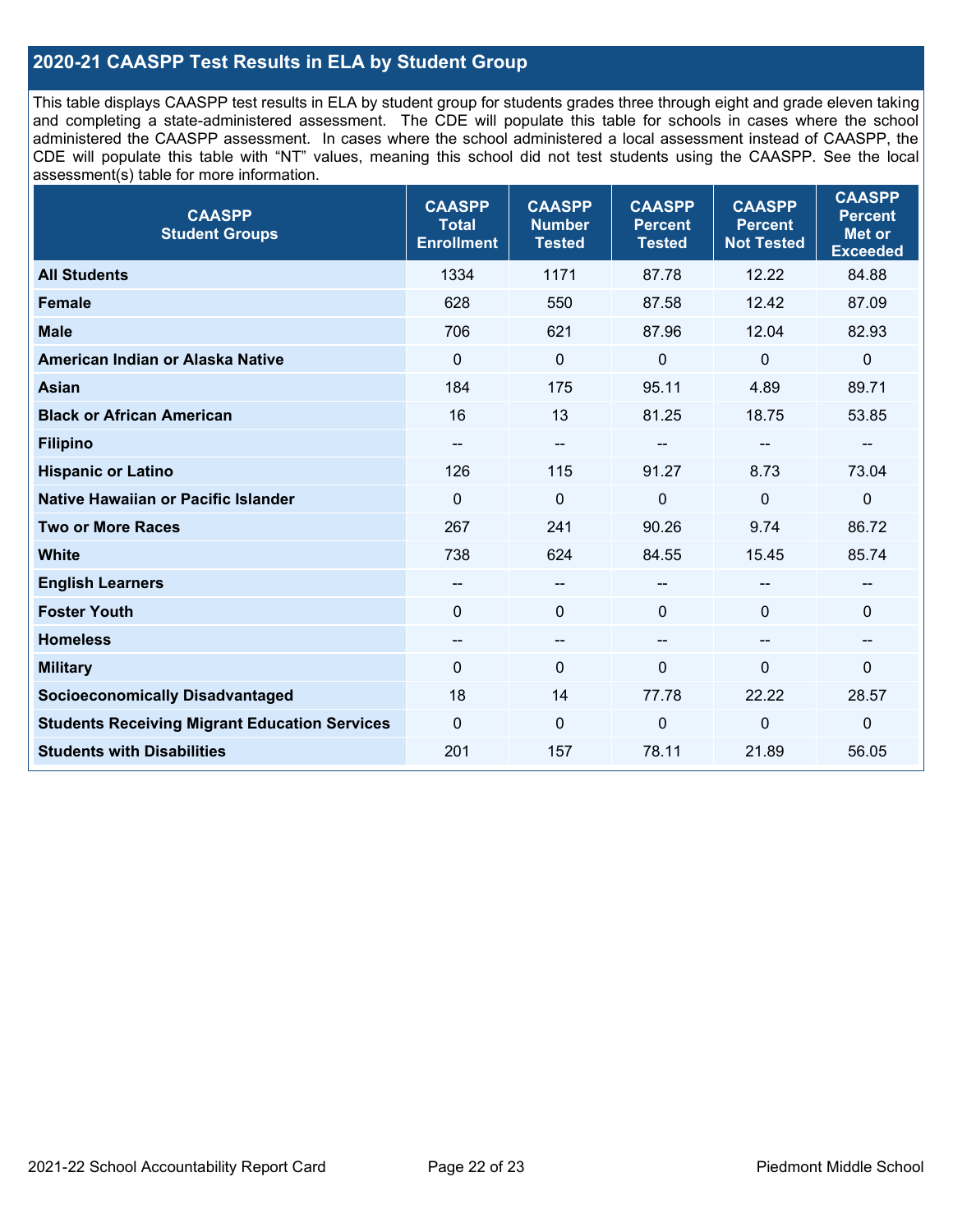## 2020-21 CAASPP Test Results in ELA by Student Group

This table displays CAASPP test results in ELA by student group for students grades three through eight and grade eleven taking and completing a state-administered assessment. The CDE will populate this table for schools in cases where the school administered the CAASPP assessment. In cases where the school administered a local assessment instead of CAASPP, the CDE will populate this table with "NT" values, meaning this school did not test students using the CAASPP. See the local assessment(s) table for more information.

| CAASPP Student Groups | CAASPP Total Enrollment | CAASPP Number Tested | CAASPP Percent Tested | CAASPP Percent Not Tested | CAASPP Percent Met or Exceeded |
|---|---|---|---|---|---|
| **All Students** | 1334 | 1171 | 87.78 | 12.22 | 84.88 |
| **Female** | 628 | 550 | 87.58 | 12.42 | 87.09 |
| **Male** | 706 | 621 | 87.96 | 12.04 | 82.93 |
| **American Indian or Alaska Native** | 0 | 0 | 0 | 0 | 0 |
| **Asian** | 184 | 175 | 95.11 | 4.89 | 89.71 |
| **Black or African American** | 16 | 13 | 81.25 | 18.75 | 53.85 |
| **Filipino** | -- | -- | -- | -- | -- |
| **Hispanic or Latino** | 126 | 115 | 91.27 | 8.73 | 73.04 |
| **Native Hawaiian or Pacific Islander** | 0 | 0 | 0 | 0 | 0 |
| **Two or More Races** | 267 | 241 | 90.26 | 9.74 | 86.72 |
| **White** | 738 | 624 | 84.55 | 15.45 | 85.74 |
| **English Learners** | -- | -- | -- | -- | -- |
| **Foster Youth** | 0 | 0 | 0 | 0 | 0 |
| **Homeless** | -- | -- | -- | -- | -- |
| **Military** | 0 | 0 | 0 | 0 | 0 |
| **Socioeconomically Disadvantaged** | 18 | 14 | 77.78 | 22.22 | 28.57 |
| **Students Receiving Migrant Education Services** | 0 | 0 | 0 | 0 | 0 |
| **Students with Disabilities** | 201 | 157 | 78.11 | 21.89 | 56.05 |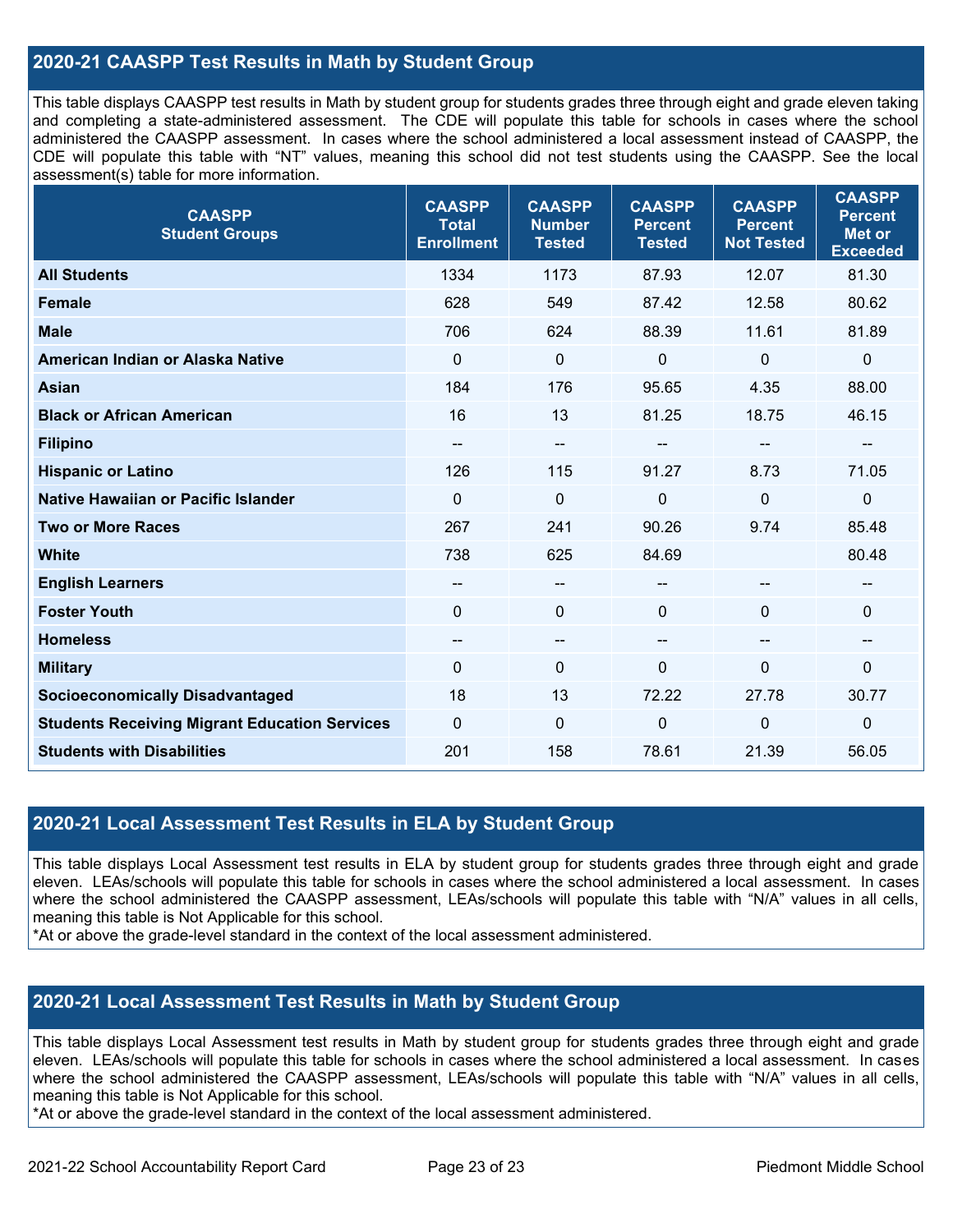## 2020-21 CAASPP Test Results in Math by Student Group

This table displays CAASPP test results in Math by student group for students grades three through eight and grade eleven taking and completing a state-administered assessment. The CDE will populate this table for schools in cases where the school administered the CAASPP assessment. In cases where the school administered a local assessment instead of CAASPP, the CDE will populate this table with "NT" values, meaning this school did not test students using the CAASPP. See the local assessment(s) table for more information.

| CAASPP Student Groups | CAASPP Total Enrollment | CAASPP Number Tested | CAASPP Percent Tested | CAASPP Percent Not Tested | CAASPP Percent Met or Exceeded |
|---|---|---|---|---|---|
| **All Students** | 1334 | 1173 | 87.93 | 12.07 | 81.30 |
| **Female** | 628 | 549 | 87.42 | 12.58 | 80.62 |
| **Male** | 706 | 624 | 88.39 | 11.61 | 81.89 |
| **American Indian or Alaska Native** | 0 | 0 | 0 | 0 | 0 |
| **Asian** | 184 | 176 | 95.65 | 4.35 | 88.00 |
| **Black or African American** | 16 | 13 | 81.25 | 18.75 | 46.15 |
| **Filipino** | -- | -- | -- | -- | -- |
| **Hispanic or Latino** | 126 | 115 | 91.27 | 8.73 | 71.05 |
| **Native Hawaiian or Pacific Islander** | 0 | 0 | 0 | 0 | 0 |
| **Two or More Races** | 267 | 241 | 90.26 | 9.74 | 85.48 |
| **White** | 738 | 625 | 84.69 | | 80.48 |
| **English Learners** | -- | -- | -- | -- | -- |
| **Foster Youth** | 0 | 0 | 0 | 0 | 0 |
| **Homeless** | -- | -- | -- | -- | -- |
| **Military** | 0 | 0 | 0 | 0 | 0 |
| **Socioeconomically Disadvantaged** | 18 | 13 | 72.22 | 27.78 | 30.77 |
| **Students Receiving Migrant Education Services** | 0 | 0 | 0 | 0 | 0 |
| **Students with Disabilities** | 201 | 158 | 78.61 | 21.39 | 56.05 |

## 2020-21 Local Assessment Test Results in ELA by Student Group

This table displays Local Assessment test results in ELA by student group for students grades three through eight and grade eleven. LEAs/schools will populate this table for schools in cases where the school administered a local assessment. In cases where the school administered the CAASPP assessment, LEAs/schools will populate this table with "N/A" values in all cells, meaning this table is Not Applicable for this school.

*At or above the grade-level standard in the context of the local assessment administered.

## 2020-21 Local Assessment Test Results in Math by Student Group

This table displays Local Assessment test results in Math by student group for students grades three through eight and grade eleven. LEAs/schools will populate this table for schools in cases where the school administered a local assessment. In cases where the school administered the CAASPP assessment, LEAs/schools will populate this table with "N/A" values in all cells, meaning this table is Not Applicable for this school.

*At or above the grade-level standard in the context of the local assessment administered.